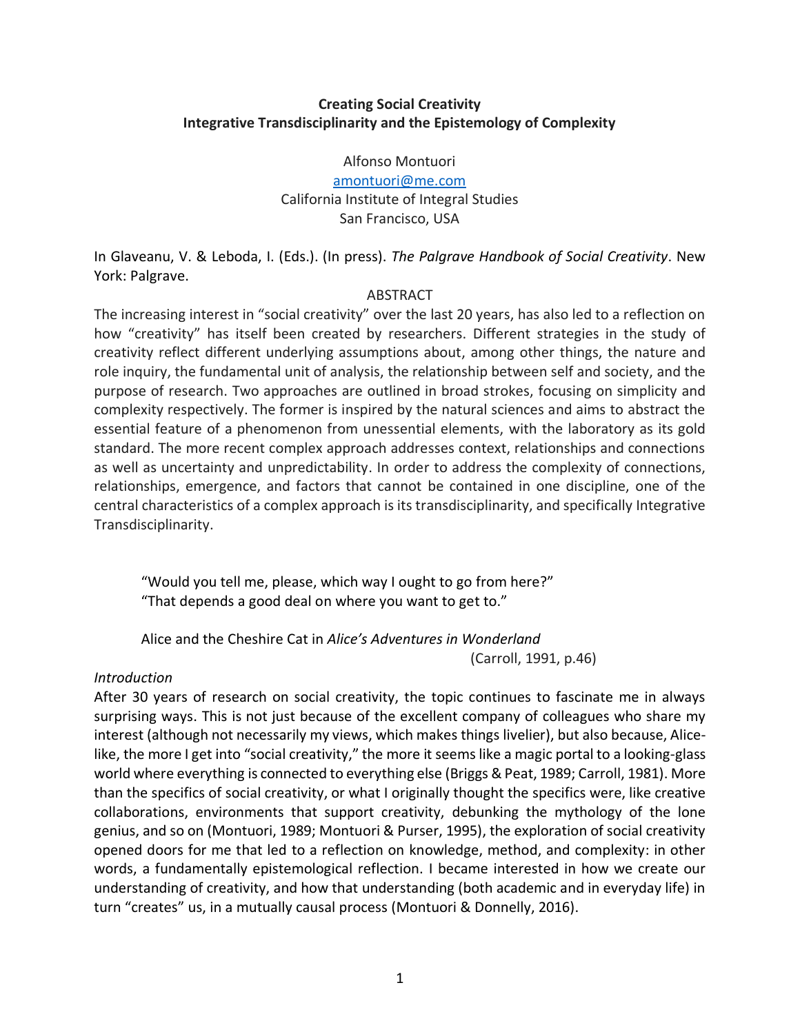# Creating Social Creativity
## Integrative Transdisciplinarity and the Epistemology of Complexity

Alfonso Montuori
amontuori@me.com
California Institute of Integral Studies
San Francisco, USA

In Glaveanu, V. & Leboda, I. (Eds.). (In press). *The Palgrave Handbook of Social Creativity*. New York: Palgrave.

### ABSTRACT

The increasing interest in "social creativity" over the last 20 years, has also led to a reflection on how "creativity" has itself been created by researchers. Different strategies in the study of creativity reflect different underlying assumptions about, among other things, the nature and role inquiry, the fundamental unit of analysis, the relationship between self and society, and the purpose of research. Two approaches are outlined in broad strokes, focusing on simplicity and complexity respectively. The former is inspired by the natural sciences and aims to abstract the essential feature of a phenomenon from unessential elements, with the laboratory as its gold standard. The more recent complex approach addresses context, relationships and connections as well as uncertainty and unpredictability. In order to address the complexity of connections, relationships, emergence, and factors that cannot be contained in one discipline, one of the central characteristics of a complex approach is its transdisciplinarity, and specifically Integrative Transdisciplinarity.

> "Would you tell me, please, which way I ought to go from here?"
> "That depends a good deal on where you want to get to."
>
> Alice and the Cheshire Cat in *Alice's Adventures in Wonderland*
> (Carroll, 1991, p.46)

*Introduction*

After 30 years of research on social creativity, the topic continues to fascinate me in always surprising ways. This is not just because of the excellent company of colleagues who share my interest (although not necessarily my views, which makes things livelier), but also because, Alice-like, the more I get into "social creativity," the more it seems like a magic portal to a looking-glass world where everything is connected to everything else (Briggs & Peat, 1989; Carroll, 1981). More than the specifics of social creativity, or what I originally thought the specifics were, like creative collaborations, environments that support creativity, debunking the mythology of the lone genius, and so on (Montuori, 1989; Montuori & Purser, 1995), the exploration of social creativity opened doors for me that led to a reflection on knowledge, method, and complexity: in other words, a fundamentally epistemological reflection. I became interested in how we create our understanding of creativity, and how that understanding (both academic and in everyday life) in turn "creates" us, in a mutually causal process (Montuori & Donnelly, 2016).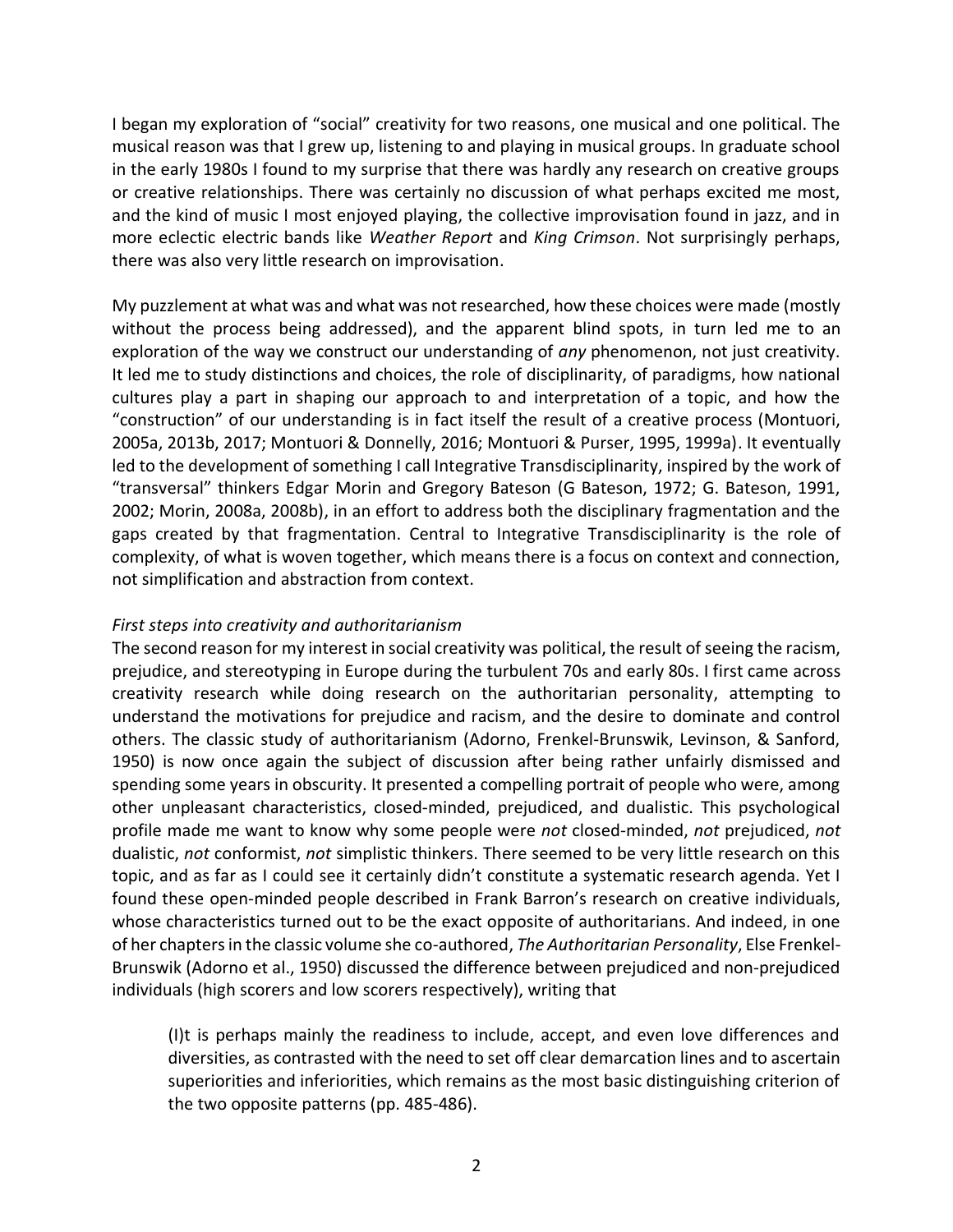I began my exploration of "social" creativity for two reasons, one musical and one political. The musical reason was that I grew up, listening to and playing in musical groups. In graduate school in the early 1980s I found to my surprise that there was hardly any research on creative groups or creative relationships. There was certainly no discussion of what perhaps excited me most, and the kind of music I most enjoyed playing, the collective improvisation found in jazz, and in more eclectic electric bands like *Weather Report* and *King Crimson*. Not surprisingly perhaps, there was also very little research on improvisation.

My puzzlement at what was and what was not researched, how these choices were made (mostly without the process being addressed), and the apparent blind spots, in turn led me to an exploration of the way we construct our understanding of *any* phenomenon, not just creativity. It led me to study distinctions and choices, the role of disciplinarity, of paradigms, how national cultures play a part in shaping our approach to and interpretation of a topic, and how the "construction" of our understanding is in fact itself the result of a creative process (Montuori, 2005a, 2013b, 2017; Montuori & Donnelly, 2016; Montuori & Purser, 1995, 1999a). It eventually led to the development of something I call Integrative Transdisciplinarity, inspired by the work of "transversal" thinkers Edgar Morin and Gregory Bateson (G Bateson, 1972; G. Bateson, 1991, 2002; Morin, 2008a, 2008b), in an effort to address both the disciplinary fragmentation and the gaps created by that fragmentation. Central to Integrative Transdisciplinarity is the role of complexity, of what is woven together, which means there is a focus on context and connection, not simplification and abstraction from context.

*First steps into creativity and authoritarianism*

The second reason for my interest in social creativity was political, the result of seeing the racism, prejudice, and stereotyping in Europe during the turbulent 70s and early 80s. I first came across creativity research while doing research on the authoritarian personality, attempting to understand the motivations for prejudice and racism, and the desire to dominate and control others. The classic study of authoritarianism (Adorno, Frenkel-Brunswik, Levinson, & Sanford, 1950) is now once again the subject of discussion after being rather unfairly dismissed and spending some years in obscurity. It presented a compelling portrait of people who were, among other unpleasant characteristics, closed-minded, prejudiced, and dualistic. This psychological profile made me want to know why some people were *not* closed-minded, *not* prejudiced, *not* dualistic, *not* conformist, *not* simplistic thinkers. There seemed to be very little research on this topic, and as far as I could see it certainly didn't constitute a systematic research agenda. Yet I found these open-minded people described in Frank Barron's research on creative individuals, whose characteristics turned out to be the exact opposite of authoritarians. And indeed, in one of her chapters in the classic volume she co-authored, *The Authoritarian Personality*, Else Frenkel-Brunswik (Adorno et al., 1950) discussed the difference between prejudiced and non-prejudiced individuals (high scorers and low scorers respectively), writing that

> (I)t is perhaps mainly the readiness to include, accept, and even love differences and diversities, as contrasted with the need to set off clear demarcation lines and to ascertain superiorities and inferiorities, which remains as the most basic distinguishing criterion of the two opposite patterns (pp. 485-486).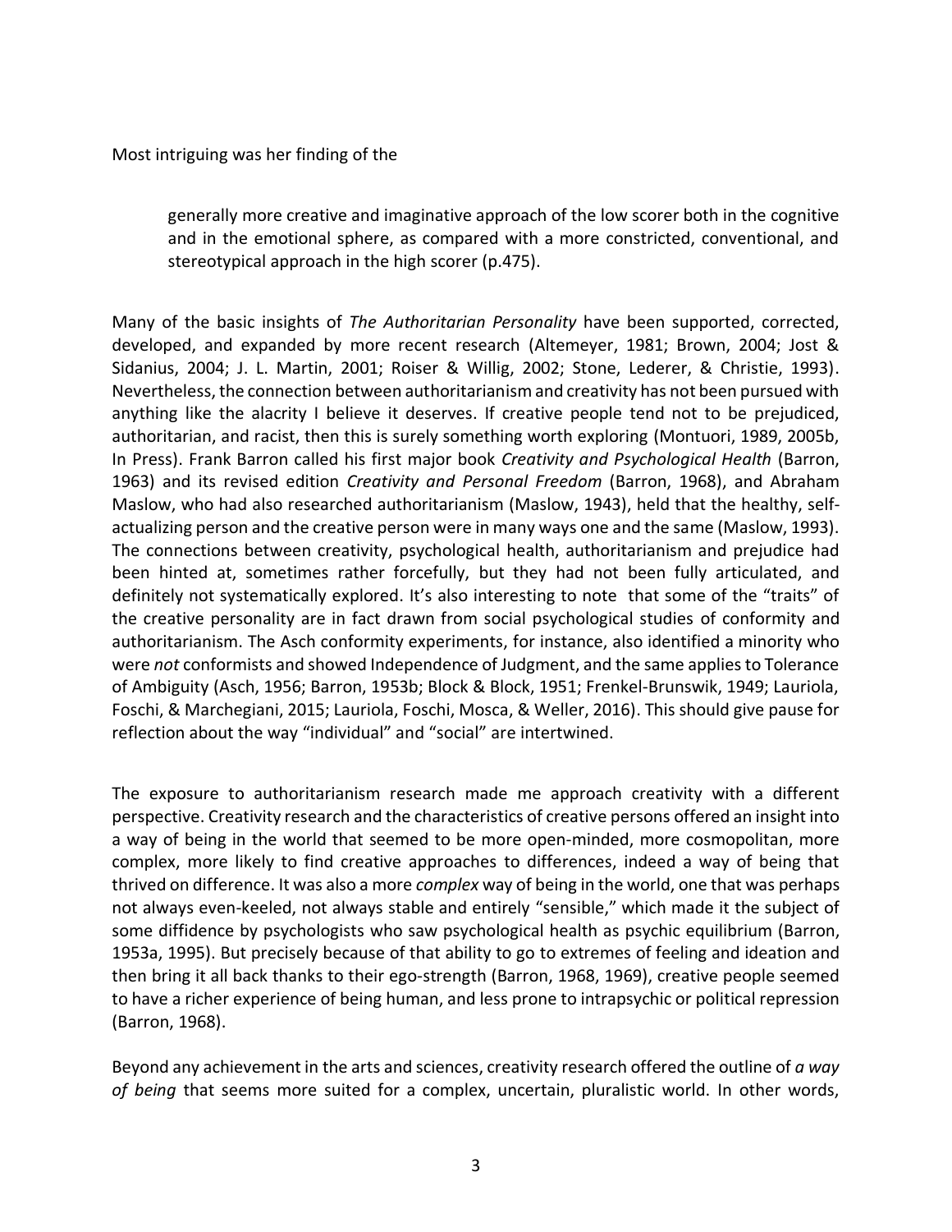Most intriguing was her finding of the

> generally more creative and imaginative approach of the low scorer both in the cognitive and in the emotional sphere, as compared with a more constricted, conventional, and stereotypical approach in the high scorer (p.475).

Many of the basic insights of *The Authoritarian Personality* have been supported, corrected, developed, and expanded by more recent research (Altemeyer, 1981; Brown, 2004; Jost & Sidanius, 2004; J. L. Martin, 2001; Roiser & Willig, 2002; Stone, Lederer, & Christie, 1993). Nevertheless, the connection between authoritarianism and creativity has not been pursued with anything like the alacrity I believe it deserves. If creative people tend not to be prejudiced, authoritarian, and racist, then this is surely something worth exploring (Montuori, 1989, 2005b, In Press). Frank Barron called his first major book *Creativity and Psychological Health* (Barron, 1963) and its revised edition *Creativity and Personal Freedom* (Barron, 1968), and Abraham Maslow, who had also researched authoritarianism (Maslow, 1943), held that the healthy, self-actualizing person and the creative person were in many ways one and the same (Maslow, 1993). The connections between creativity, psychological health, authoritarianism and prejudice had been hinted at, sometimes rather forcefully, but they had not been fully articulated, and definitely not systematically explored. It's also interesting to note that some of the "traits" of the creative personality are in fact drawn from social psychological studies of conformity and authoritarianism. The Asch conformity experiments, for instance, also identified a minority who were *not* conformists and showed Independence of Judgment, and the same applies to Tolerance of Ambiguity (Asch, 1956; Barron, 1953b; Block & Block, 1951; Frenkel-Brunswik, 1949; Lauriola, Foschi, & Marchegiani, 2015; Lauriola, Foschi, Mosca, & Weller, 2016). This should give pause for reflection about the way "individual" and "social" are intertwined.

The exposure to authoritarianism research made me approach creativity with a different perspective. Creativity research and the characteristics of creative persons offered an insight into a way of being in the world that seemed to be more open-minded, more cosmopolitan, more complex, more likely to find creative approaches to differences, indeed a way of being that thrived on difference. It was also a more *complex* way of being in the world, one that was perhaps not always even-keeled, not always stable and entirely "sensible," which made it the subject of some diffidence by psychologists who saw psychological health as psychic equilibrium (Barron, 1953a, 1995). But precisely because of that ability to go to extremes of feeling and ideation and then bring it all back thanks to their ego-strength (Barron, 1968, 1969), creative people seemed to have a richer experience of being human, and less prone to intrapsychic or political repression (Barron, 1968).

Beyond any achievement in the arts and sciences, creativity research offered the outline of *a way of being* that seems more suited for a complex, uncertain, pluralistic world. In other words,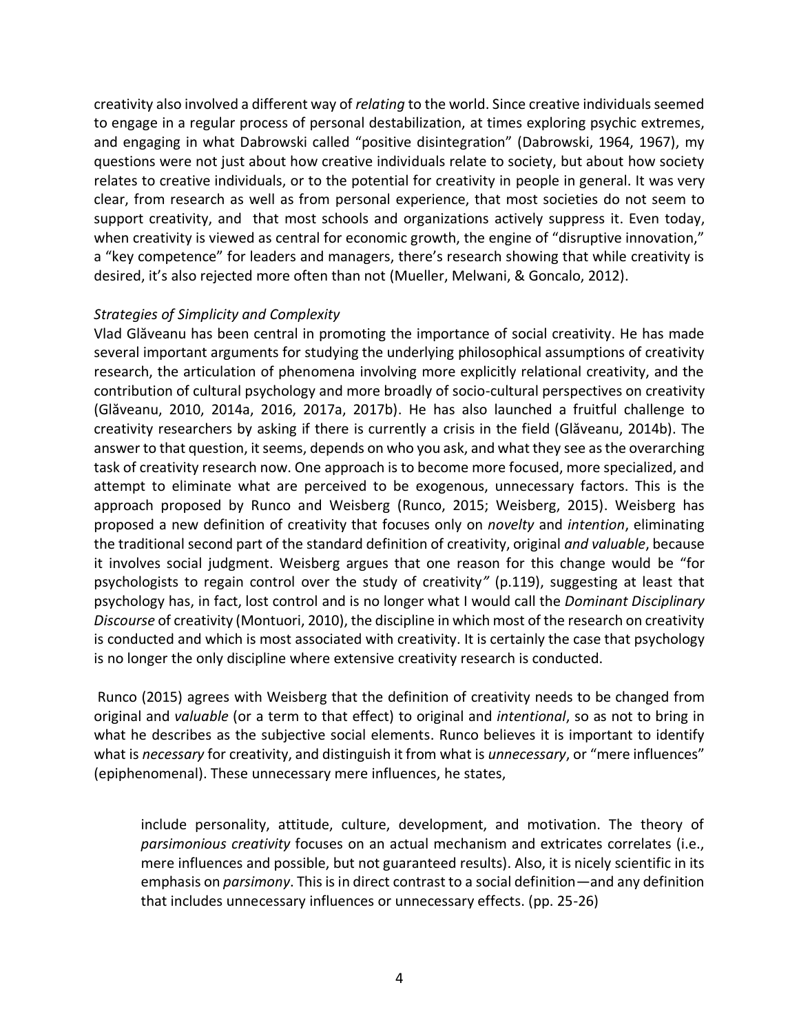creativity also involved a different way of *relating* to the world. Since creative individuals seemed to engage in a regular process of personal destabilization, at times exploring psychic extremes, and engaging in what Dabrowski called "positive disintegration" (Dabrowski, 1964, 1967), my questions were not just about how creative individuals relate to society, but about how society relates to creative individuals, or to the potential for creativity in people in general. It was very clear, from research as well as from personal experience, that most societies do not seem to support creativity, and that most schools and organizations actively suppress it. Even today, when creativity is viewed as central for economic growth, the engine of "disruptive innovation," a "key competence" for leaders and managers, there's research showing that while creativity is desired, it's also rejected more often than not (Mueller, Melwani, & Goncalo, 2012).

*Strategies of Simplicity and Complexity*

Vlad Glăveanu has been central in promoting the importance of social creativity. He has made several important arguments for studying the underlying philosophical assumptions of creativity research, the articulation of phenomena involving more explicitly relational creativity, and the contribution of cultural psychology and more broadly of socio-cultural perspectives on creativity (Glăveanu, 2010, 2014a, 2016, 2017a, 2017b). He has also launched a fruitful challenge to creativity researchers by asking if there is currently a crisis in the field (Glăveanu, 2014b). The answer to that question, it seems, depends on who you ask, and what they see as the overarching task of creativity research now. One approach is to become more focused, more specialized, and attempt to eliminate what are perceived to be exogenous, unnecessary factors. This is the approach proposed by Runco and Weisberg (Runco, 2015; Weisberg, 2015). Weisberg has proposed a new definition of creativity that focuses only on *novelty* and *intention*, eliminating the traditional second part of the standard definition of creativity, original *and valuable*, because it involves social judgment. Weisberg argues that one reason for this change would be "for psychologists to regain control over the study of creativity*"* (p.119), suggesting at least that psychology has, in fact, lost control and is no longer what I would call the *Dominant Disciplinary Discourse* of creativity (Montuori, 2010), the discipline in which most of the research on creativity is conducted and which is most associated with creativity. It is certainly the case that psychology is no longer the only discipline where extensive creativity research is conducted.

Runco (2015) agrees with Weisberg that the definition of creativity needs to be changed from original and *valuable* (or a term to that effect) to original and *intentional*, so as not to bring in what he describes as the subjective social elements. Runco believes it is important to identify what is *necessary* for creativity, and distinguish it from what is *unnecessary*, or "mere influences" (epiphenomenal). These unnecessary mere influences, he states,

> include personality, attitude, culture, development, and motivation. The theory of *parsimonious creativity* focuses on an actual mechanism and extricates correlates (i.e., mere influences and possible, but not guaranteed results). Also, it is nicely scientific in its emphasis on *parsimony*. This is in direct contrast to a social definition—and any definition that includes unnecessary influences or unnecessary effects. (pp. 25-26)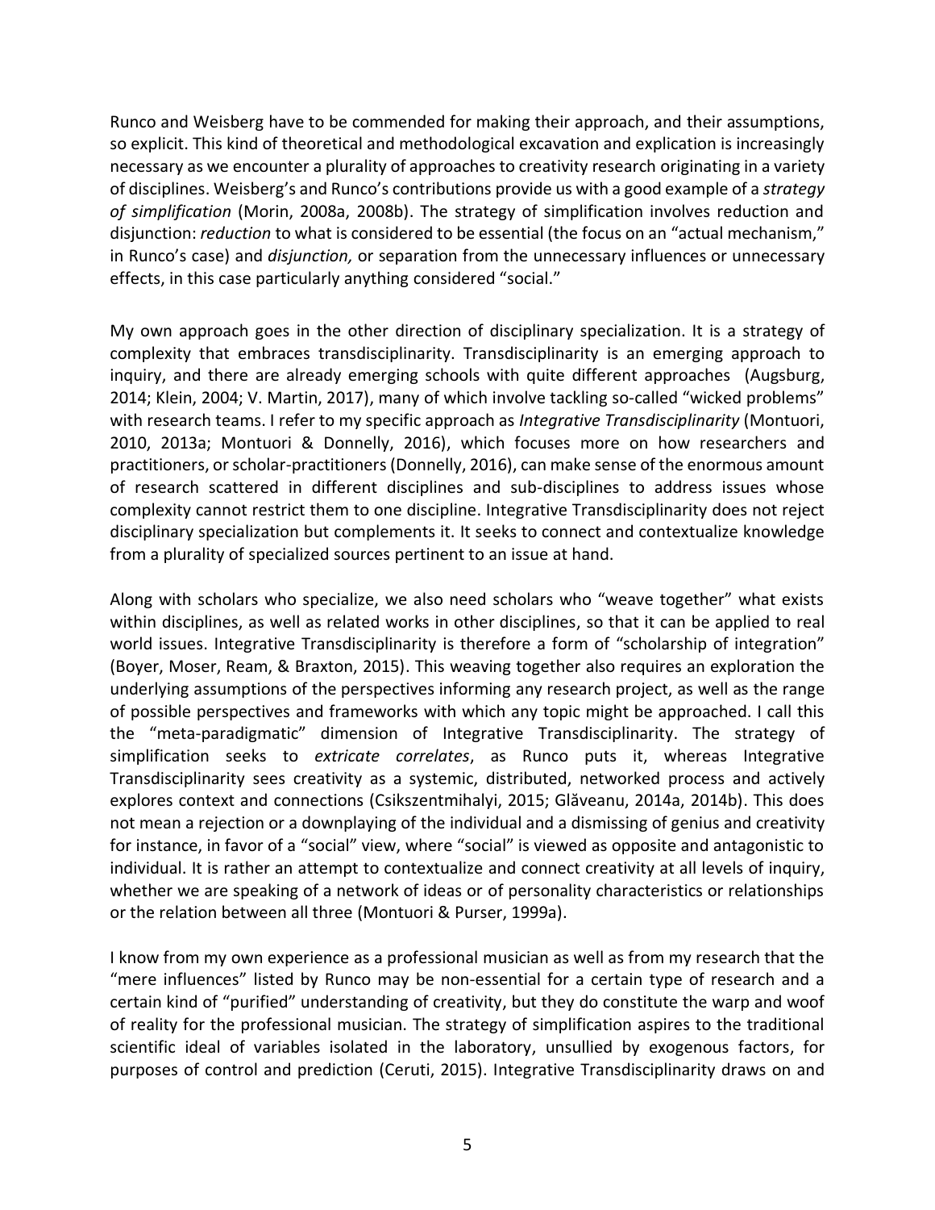Runco and Weisberg have to be commended for making their approach, and their assumptions, so explicit. This kind of theoretical and methodological excavation and explication is increasingly necessary as we encounter a plurality of approaches to creativity research originating in a variety of disciplines. Weisberg's and Runco's contributions provide us with a good example of a *strategy of simplification* (Morin, 2008a, 2008b). The strategy of simplification involves reduction and disjunction: *reduction* to what is considered to be essential (the focus on an "actual mechanism," in Runco's case) and *disjunction,* or separation from the unnecessary influences or unnecessary effects, in this case particularly anything considered "social."

My own approach goes in the other direction of disciplinary specialization. It is a strategy of complexity that embraces transdisciplinarity. Transdisciplinarity is an emerging approach to inquiry, and there are already emerging schools with quite different approaches (Augsburg, 2014; Klein, 2004; V. Martin, 2017), many of which involve tackling so-called "wicked problems" with research teams. I refer to my specific approach as *Integrative Transdisciplinarity* (Montuori, 2010, 2013a; Montuori & Donnelly, 2016), which focuses more on how researchers and practitioners, or scholar-practitioners (Donnelly, 2016), can make sense of the enormous amount of research scattered in different disciplines and sub-disciplines to address issues whose complexity cannot restrict them to one discipline. Integrative Transdisciplinarity does not reject disciplinary specialization but complements it. It seeks to connect and contextualize knowledge from a plurality of specialized sources pertinent to an issue at hand.

Along with scholars who specialize, we also need scholars who "weave together" what exists within disciplines, as well as related works in other disciplines, so that it can be applied to real world issues. Integrative Transdisciplinarity is therefore a form of "scholarship of integration" (Boyer, Moser, Ream, & Braxton, 2015). This weaving together also requires an exploration the underlying assumptions of the perspectives informing any research project, as well as the range of possible perspectives and frameworks with which any topic might be approached. I call this the "meta-paradigmatic" dimension of Integrative Transdisciplinarity. The strategy of simplification seeks to *extricate correlates*, as Runco puts it, whereas Integrative Transdisciplinarity sees creativity as a systemic, distributed, networked process and actively explores context and connections (Csikszentmihalyi, 2015; Glăveanu, 2014a, 2014b). This does not mean a rejection or a downplaying of the individual and a dismissing of genius and creativity for instance, in favor of a "social" view, where "social" is viewed as opposite and antagonistic to individual. It is rather an attempt to contextualize and connect creativity at all levels of inquiry, whether we are speaking of a network of ideas or of personality characteristics or relationships or the relation between all three (Montuori & Purser, 1999a).

I know from my own experience as a professional musician as well as from my research that the "mere influences" listed by Runco may be non-essential for a certain type of research and a certain kind of "purified" understanding of creativity, but they do constitute the warp and woof of reality for the professional musician. The strategy of simplification aspires to the traditional scientific ideal of variables isolated in the laboratory, unsullied by exogenous factors, for purposes of control and prediction (Ceruti, 2015). Integrative Transdisciplinarity draws on and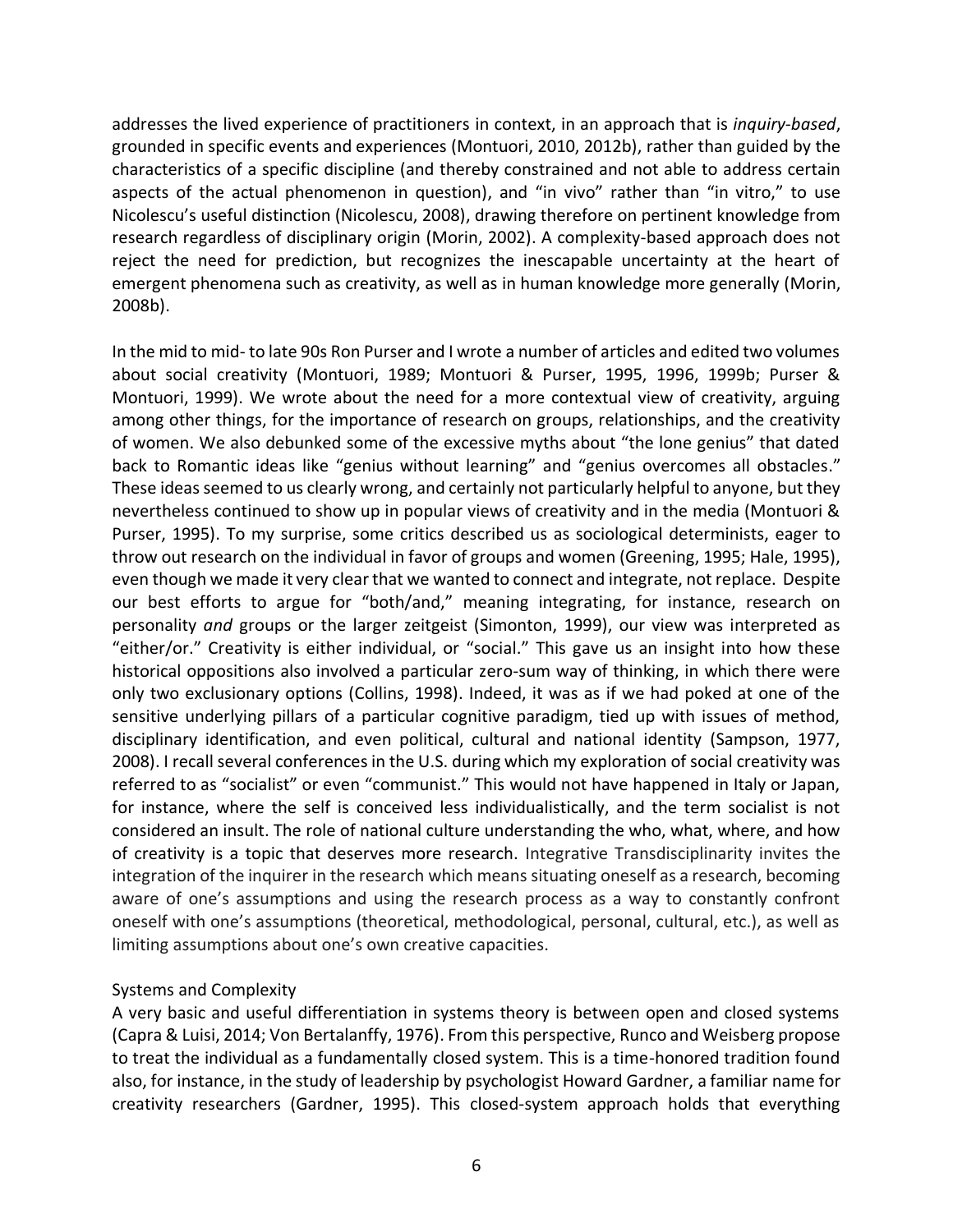addresses the lived experience of practitioners in context, in an approach that is *inquiry-based*, grounded in specific events and experiences (Montuori, 2010, 2012b), rather than guided by the characteristics of a specific discipline (and thereby constrained and not able to address certain aspects of the actual phenomenon in question), and "in vivo" rather than "in vitro," to use Nicolescu's useful distinction (Nicolescu, 2008), drawing therefore on pertinent knowledge from research regardless of disciplinary origin (Morin, 2002). A complexity-based approach does not reject the need for prediction, but recognizes the inescapable uncertainty at the heart of emergent phenomena such as creativity, as well as in human knowledge more generally (Morin, 2008b).

In the mid to mid- to late 90s Ron Purser and I wrote a number of articles and edited two volumes about social creativity (Montuori, 1989; Montuori & Purser, 1995, 1996, 1999b; Purser & Montuori, 1999). We wrote about the need for a more contextual view of creativity, arguing among other things, for the importance of research on groups, relationships, and the creativity of women. We also debunked some of the excessive myths about "the lone genius" that dated back to Romantic ideas like "genius without learning" and "genius overcomes all obstacles." These ideas seemed to us clearly wrong, and certainly not particularly helpful to anyone, but they nevertheless continued to show up in popular views of creativity and in the media (Montuori & Purser, 1995). To my surprise, some critics described us as sociological determinists, eager to throw out research on the individual in favor of groups and women (Greening, 1995; Hale, 1995), even though we made it very clear that we wanted to connect and integrate, not replace. Despite our best efforts to argue for "both/and," meaning integrating, for instance, research on personality *and* groups or the larger zeitgeist (Simonton, 1999), our view was interpreted as "either/or." Creativity is either individual, or "social." This gave us an insight into how these historical oppositions also involved a particular zero-sum way of thinking, in which there were only two exclusionary options (Collins, 1998). Indeed, it was as if we had poked at one of the sensitive underlying pillars of a particular cognitive paradigm, tied up with issues of method, disciplinary identification, and even political, cultural and national identity (Sampson, 1977, 2008). I recall several conferences in the U.S. during which my exploration of social creativity was referred to as "socialist" or even "communist." This would not have happened in Italy or Japan, for instance, where the self is conceived less individualistically, and the term socialist is not considered an insult. The role of national culture understanding the who, what, where, and how of creativity is a topic that deserves more research. Integrative Transdisciplinarity invites the integration of the inquirer in the research which means situating oneself as a research, becoming aware of one's assumptions and using the research process as a way to constantly confront oneself with one's assumptions (theoretical, methodological, personal, cultural, etc.), as well as limiting assumptions about one's own creative capacities.

## Systems and Complexity

A very basic and useful differentiation in systems theory is between open and closed systems (Capra & Luisi, 2014; Von Bertalanffy, 1976). From this perspective, Runco and Weisberg propose to treat the individual as a fundamentally closed system. This is a time-honored tradition found also, for instance, in the study of leadership by psychologist Howard Gardner, a familiar name for creativity researchers (Gardner, 1995). This closed-system approach holds that everything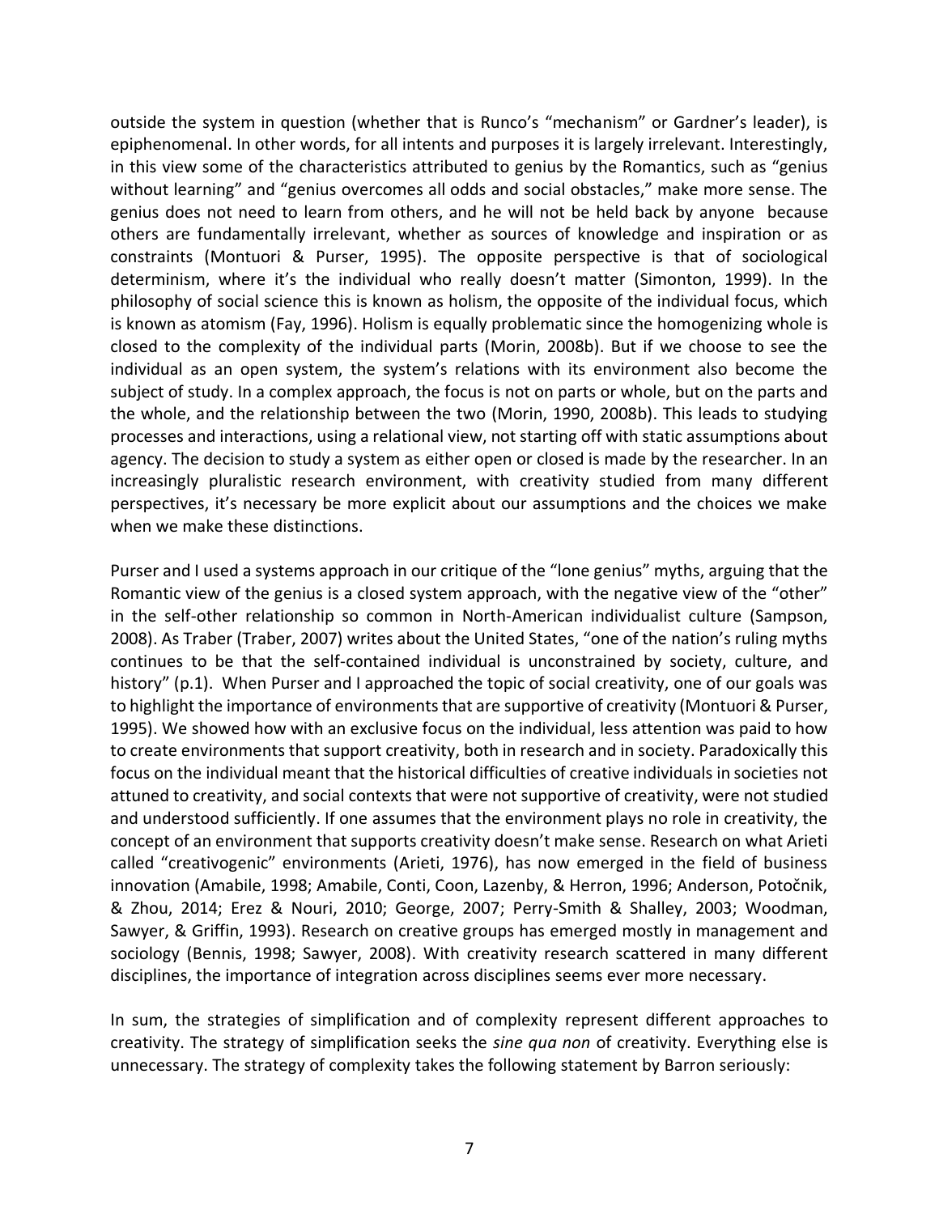outside the system in question (whether that is Runco's "mechanism" or Gardner's leader), is epiphenomenal. In other words, for all intents and purposes it is largely irrelevant. Interestingly, in this view some of the characteristics attributed to genius by the Romantics, such as "genius without learning" and "genius overcomes all odds and social obstacles," make more sense. The genius does not need to learn from others, and he will not be held back by anyone because others are fundamentally irrelevant, whether as sources of knowledge and inspiration or as constraints (Montuori & Purser, 1995). The opposite perspective is that of sociological determinism, where it's the individual who really doesn't matter (Simonton, 1999). In the philosophy of social science this is known as holism, the opposite of the individual focus, which is known as atomism (Fay, 1996). Holism is equally problematic since the homogenizing whole is closed to the complexity of the individual parts (Morin, 2008b). But if we choose to see the individual as an open system, the system's relations with its environment also become the subject of study. In a complex approach, the focus is not on parts or whole, but on the parts and the whole, and the relationship between the two (Morin, 1990, 2008b). This leads to studying processes and interactions, using a relational view, not starting off with static assumptions about agency. The decision to study a system as either open or closed is made by the researcher. In an increasingly pluralistic research environment, with creativity studied from many different perspectives, it's necessary be more explicit about our assumptions and the choices we make when we make these distinctions.

Purser and I used a systems approach in our critique of the "lone genius" myths, arguing that the Romantic view of the genius is a closed system approach, with the negative view of the "other" in the self-other relationship so common in North-American individualist culture (Sampson, 2008). As Traber (Traber, 2007) writes about the United States, "one of the nation's ruling myths continues to be that the self-contained individual is unconstrained by society, culture, and history" (p.1). When Purser and I approached the topic of social creativity, one of our goals was to highlight the importance of environments that are supportive of creativity (Montuori & Purser, 1995). We showed how with an exclusive focus on the individual, less attention was paid to how to create environments that support creativity, both in research and in society. Paradoxically this focus on the individual meant that the historical difficulties of creative individuals in societies not attuned to creativity, and social contexts that were not supportive of creativity, were not studied and understood sufficiently. If one assumes that the environment plays no role in creativity, the concept of an environment that supports creativity doesn't make sense. Research on what Arieti called "creativogenic" environments (Arieti, 1976), has now emerged in the field of business innovation (Amabile, 1998; Amabile, Conti, Coon, Lazenby, & Herron, 1996; Anderson, Potočnik, & Zhou, 2014; Erez & Nouri, 2010; George, 2007; Perry-Smith & Shalley, 2003; Woodman, Sawyer, & Griffin, 1993). Research on creative groups has emerged mostly in management and sociology (Bennis, 1998; Sawyer, 2008). With creativity research scattered in many different disciplines, the importance of integration across disciplines seems ever more necessary.

In sum, the strategies of simplification and of complexity represent different approaches to creativity. The strategy of simplification seeks the *sine qua non* of creativity. Everything else is unnecessary. The strategy of complexity takes the following statement by Barron seriously: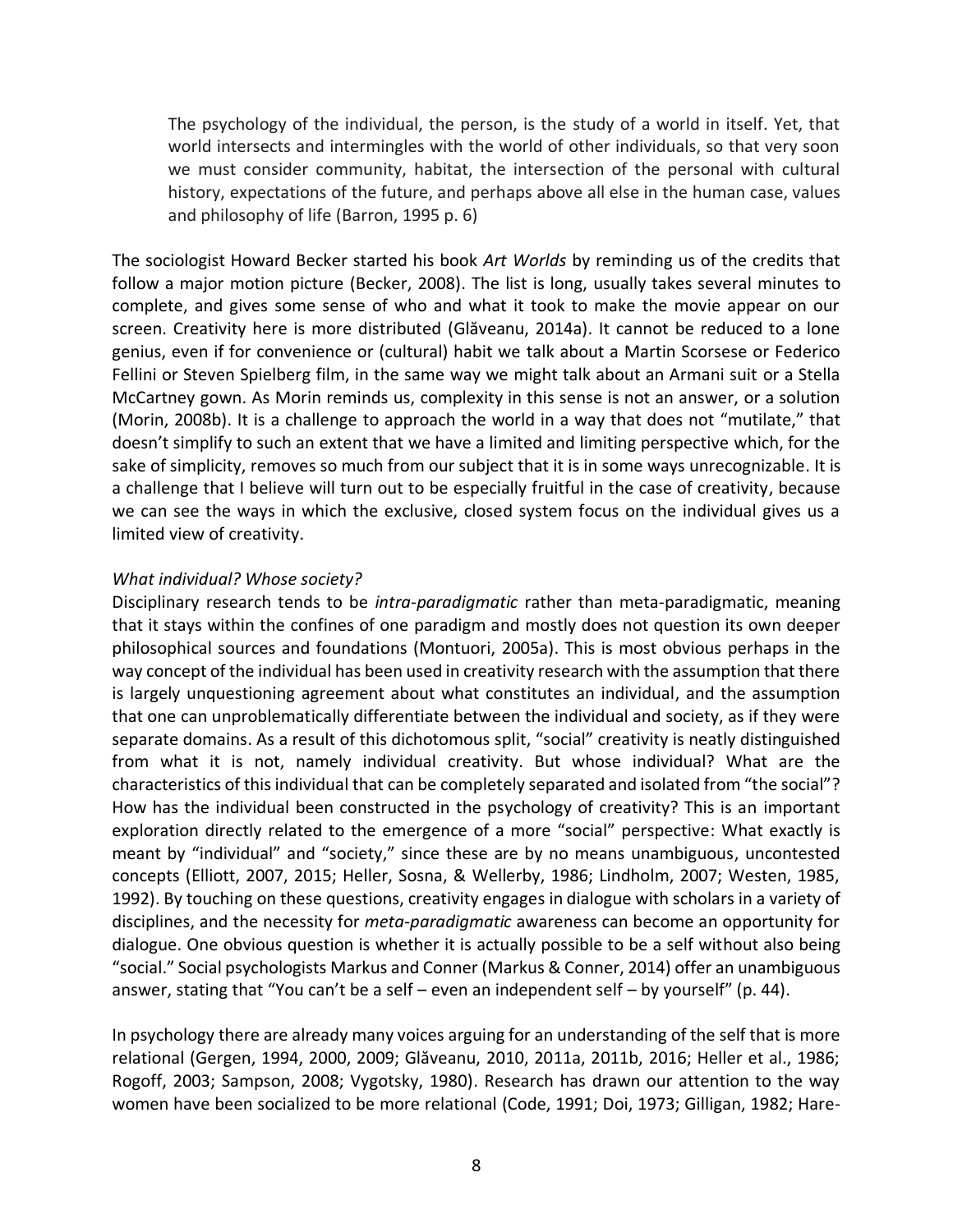> The psychology of the individual, the person, is the study of a world in itself. Yet, that world intersects and intermingles with the world of other individuals, so that very soon we must consider community, habitat, the intersection of the personal with cultural history, expectations of the future, and perhaps above all else in the human case, values and philosophy of life (Barron, 1995 p. 6)

The sociologist Howard Becker started his book *Art Worlds* by reminding us of the credits that follow a major motion picture (Becker, 2008). The list is long, usually takes several minutes to complete, and gives some sense of who and what it took to make the movie appear on our screen. Creativity here is more distributed (Glăveanu, 2014a). It cannot be reduced to a lone genius, even if for convenience or (cultural) habit we talk about a Martin Scorsese or Federico Fellini or Steven Spielberg film, in the same way we might talk about an Armani suit or a Stella McCartney gown. As Morin reminds us, complexity in this sense is not an answer, or a solution (Morin, 2008b). It is a challenge to approach the world in a way that does not "mutilate," that doesn't simplify to such an extent that we have a limited and limiting perspective which, for the sake of simplicity, removes so much from our subject that it is in some ways unrecognizable. It is a challenge that I believe will turn out to be especially fruitful in the case of creativity, because we can see the ways in which the exclusive, closed system focus on the individual gives us a limited view of creativity.

*What individual? Whose society?*

Disciplinary research tends to be *intra-paradigmatic* rather than meta-paradigmatic, meaning that it stays within the confines of one paradigm and mostly does not question its own deeper philosophical sources and foundations (Montuori, 2005a). This is most obvious perhaps in the way concept of the individual has been used in creativity research with the assumption that there is largely unquestioning agreement about what constitutes an individual, and the assumption that one can unproblematically differentiate between the individual and society, as if they were separate domains. As a result of this dichotomous split, "social" creativity is neatly distinguished from what it is not, namely individual creativity. But whose individual? What are the characteristics of this individual that can be completely separated and isolated from "the social"? How has the individual been constructed in the psychology of creativity? This is an important exploration directly related to the emergence of a more "social" perspective: What exactly is meant by "individual" and "society," since these are by no means unambiguous, uncontested concepts (Elliott, 2007, 2015; Heller, Sosna, & Wellerby, 1986; Lindholm, 2007; Westen, 1985, 1992). By touching on these questions, creativity engages in dialogue with scholars in a variety of disciplines, and the necessity for *meta-paradigmatic* awareness can become an opportunity for dialogue. One obvious question is whether it is actually possible to be a self without also being "social." Social psychologists Markus and Conner (Markus & Conner, 2014) offer an unambiguous answer, stating that "You can't be a self – even an independent self – by yourself" (p. 44).

In psychology there are already many voices arguing for an understanding of the self that is more relational (Gergen, 1994, 2000, 2009; Glăveanu, 2010, 2011a, 2011b, 2016; Heller et al., 1986; Rogoff, 2003; Sampson, 2008; Vygotsky, 1980). Research has drawn our attention to the way women have been socialized to be more relational (Code, 1991; Doi, 1973; Gilligan, 1982; Hare-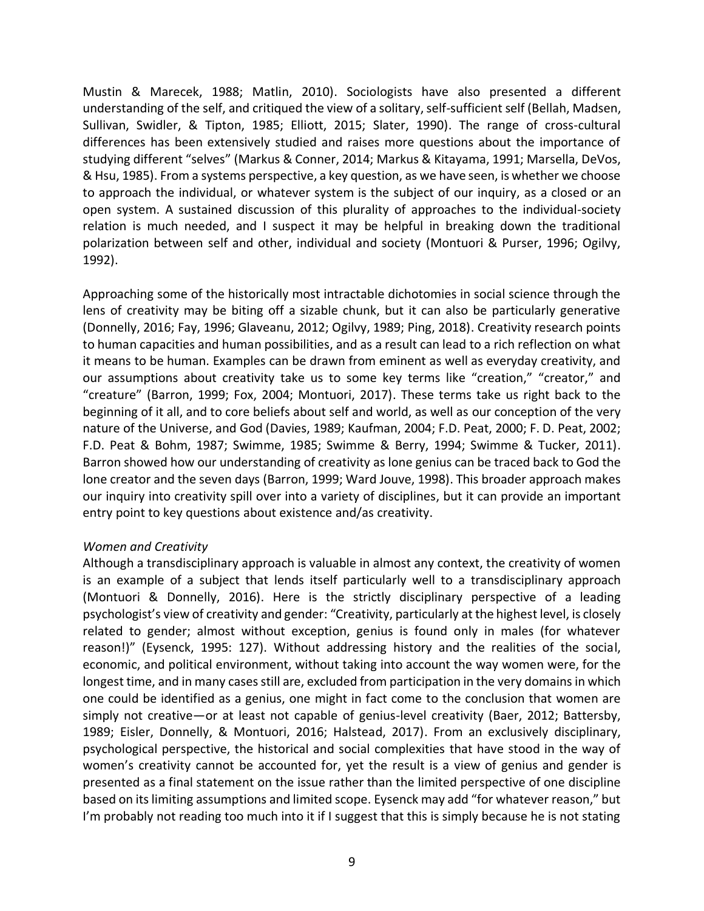Mustin & Marecek, 1988; Matlin, 2010). Sociologists have also presented a different understanding of the self, and critiqued the view of a solitary, self-sufficient self (Bellah, Madsen, Sullivan, Swidler, & Tipton, 1985; Elliott, 2015; Slater, 1990). The range of cross-cultural differences has been extensively studied and raises more questions about the importance of studying different "selves" (Markus & Conner, 2014; Markus & Kitayama, 1991; Marsella, DeVos, & Hsu, 1985). From a systems perspective, a key question, as we have seen, is whether we choose to approach the individual, or whatever system is the subject of our inquiry, as a closed or an open system. A sustained discussion of this plurality of approaches to the individual-society relation is much needed, and I suspect it may be helpful in breaking down the traditional polarization between self and other, individual and society (Montuori & Purser, 1996; Ogilvy, 1992).

Approaching some of the historically most intractable dichotomies in social science through the lens of creativity may be biting off a sizable chunk, but it can also be particularly generative (Donnelly, 2016; Fay, 1996; Glaveanu, 2012; Ogilvy, 1989; Ping, 2018). Creativity research points to human capacities and human possibilities, and as a result can lead to a rich reflection on what it means to be human. Examples can be drawn from eminent as well as everyday creativity, and our assumptions about creativity take us to some key terms like "creation," "creator," and "creature" (Barron, 1999; Fox, 2004; Montuori, 2017). These terms take us right back to the beginning of it all, and to core beliefs about self and world, as well as our conception of the very nature of the Universe, and God (Davies, 1989; Kaufman, 2004; F.D. Peat, 2000; F. D. Peat, 2002; F.D. Peat & Bohm, 1987; Swimme, 1985; Swimme & Berry, 1994; Swimme & Tucker, 2011). Barron showed how our understanding of creativity as lone genius can be traced back to God the lone creator and the seven days (Barron, 1999; Ward Jouve, 1998). This broader approach makes our inquiry into creativity spill over into a variety of disciplines, but it can provide an important entry point to key questions about existence and/as creativity.

*Women and Creativity*

Although a transdisciplinary approach is valuable in almost any context, the creativity of women is an example of a subject that lends itself particularly well to a transdisciplinary approach (Montuori & Donnelly, 2016). Here is the strictly disciplinary perspective of a leading psychologist's view of creativity and gender: "Creativity, particularly at the highest level, is closely related to gender; almost without exception, genius is found only in males (for whatever reason!)" (Eysenck, 1995: 127). Without addressing history and the realities of the social, economic, and political environment, without taking into account the way women were, for the longest time, and in many cases still are, excluded from participation in the very domains in which one could be identified as a genius, one might in fact come to the conclusion that women are simply not creative—or at least not capable of genius-level creativity (Baer, 2012; Battersby, 1989; Eisler, Donnelly, & Montuori, 2016; Halstead, 2017). From an exclusively disciplinary, psychological perspective, the historical and social complexities that have stood in the way of women's creativity cannot be accounted for, yet the result is a view of genius and gender is presented as a final statement on the issue rather than the limited perspective of one discipline based on its limiting assumptions and limited scope. Eysenck may add "for whatever reason," but I'm probably not reading too much into it if I suggest that this is simply because he is not stating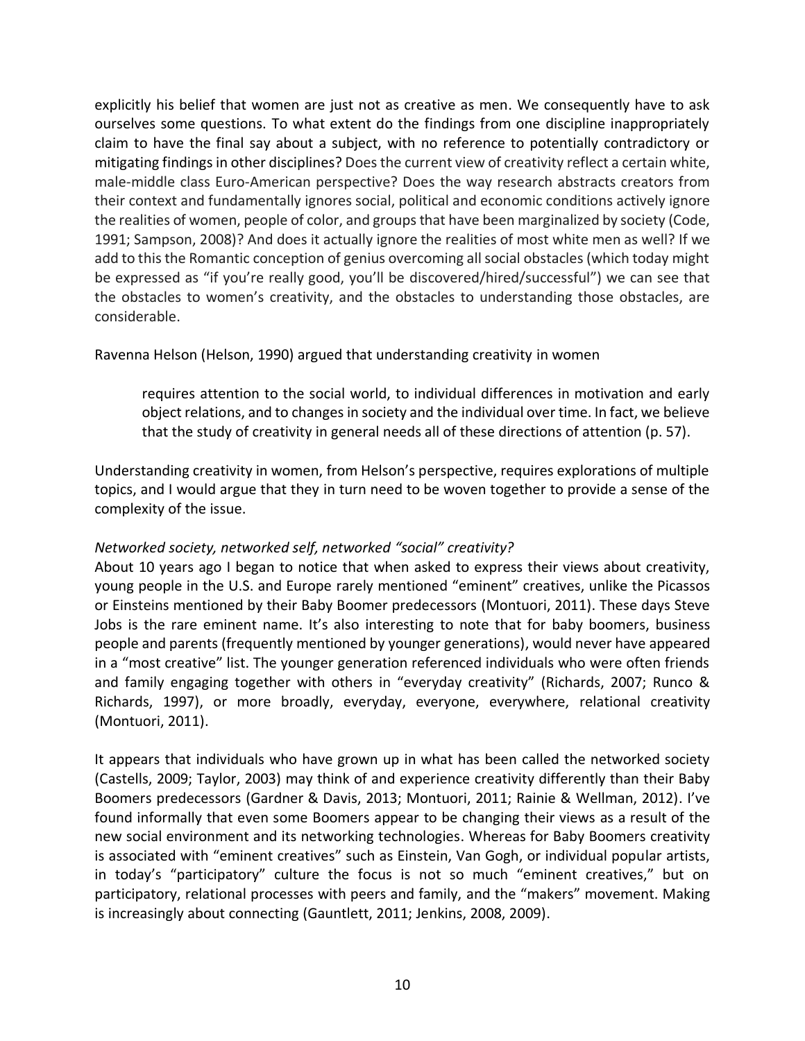explicitly his belief that women are just not as creative as men. We consequently have to ask ourselves some questions. To what extent do the findings from one discipline inappropriately claim to have the final say about a subject, with no reference to potentially contradictory or mitigating findings in other disciplines? Does the current view of creativity reflect a certain white, male-middle class Euro-American perspective? Does the way research abstracts creators from their context and fundamentally ignores social, political and economic conditions actively ignore the realities of women, people of color, and groups that have been marginalized by society (Code, 1991; Sampson, 2008)? And does it actually ignore the realities of most white men as well? If we add to this the Romantic conception of genius overcoming all social obstacles (which today might be expressed as "if you're really good, you'll be discovered/hired/successful") we can see that the obstacles to women's creativity, and the obstacles to understanding those obstacles, are considerable.

Ravenna Helson (Helson, 1990) argued that understanding creativity in women

> requires attention to the social world, to individual differences in motivation and early object relations, and to changes in society and the individual over time. In fact, we believe that the study of creativity in general needs all of these directions of attention (p. 57).

Understanding creativity in women, from Helson's perspective, requires explorations of multiple topics, and I would argue that they in turn need to be woven together to provide a sense of the complexity of the issue.

*Networked society, networked self, networked "social" creativity?*

About 10 years ago I began to notice that when asked to express their views about creativity, young people in the U.S. and Europe rarely mentioned "eminent" creatives, unlike the Picassos or Einsteins mentioned by their Baby Boomer predecessors (Montuori, 2011). These days Steve Jobs is the rare eminent name. It's also interesting to note that for baby boomers, business people and parents (frequently mentioned by younger generations), would never have appeared in a "most creative" list. The younger generation referenced individuals who were often friends and family engaging together with others in "everyday creativity" (Richards, 2007; Runco & Richards, 1997), or more broadly, everyday, everyone, everywhere, relational creativity (Montuori, 2011).

It appears that individuals who have grown up in what has been called the networked society (Castells, 2009; Taylor, 2003) may think of and experience creativity differently than their Baby Boomers predecessors (Gardner & Davis, 2013; Montuori, 2011; Rainie & Wellman, 2012). I've found informally that even some Boomers appear to be changing their views as a result of the new social environment and its networking technologies. Whereas for Baby Boomers creativity is associated with "eminent creatives" such as Einstein, Van Gogh, or individual popular artists, in today's "participatory" culture the focus is not so much "eminent creatives," but on participatory, relational processes with peers and family, and the "makers" movement. Making is increasingly about connecting (Gauntlett, 2011; Jenkins, 2008, 2009).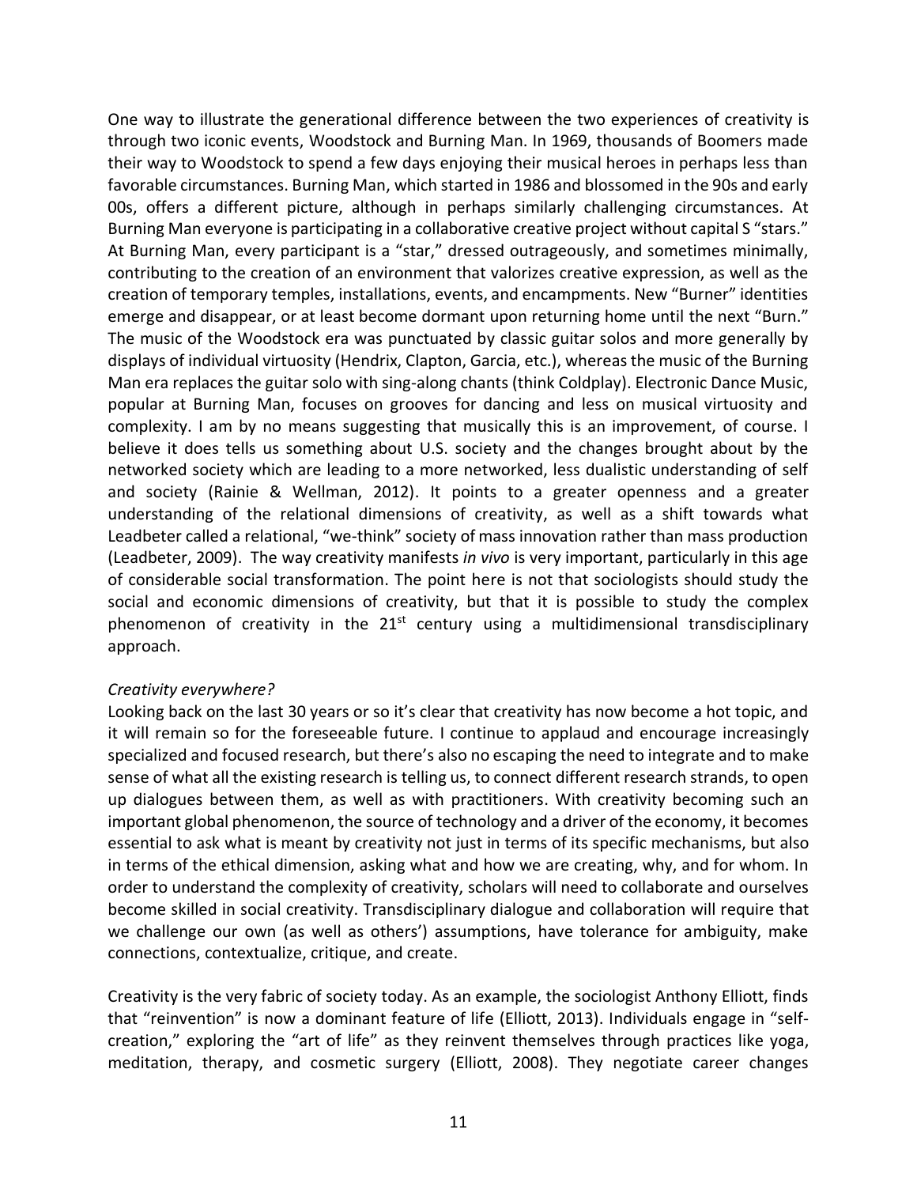One way to illustrate the generational difference between the two experiences of creativity is through two iconic events, Woodstock and Burning Man. In 1969, thousands of Boomers made their way to Woodstock to spend a few days enjoying their musical heroes in perhaps less than favorable circumstances. Burning Man, which started in 1986 and blossomed in the 90s and early 00s, offers a different picture, although in perhaps similarly challenging circumstances. At Burning Man everyone is participating in a collaborative creative project without capital S "stars." At Burning Man, every participant is a "star," dressed outrageously, and sometimes minimally, contributing to the creation of an environment that valorizes creative expression, as well as the creation of temporary temples, installations, events, and encampments. New "Burner" identities emerge and disappear, or at least become dormant upon returning home until the next "Burn." The music of the Woodstock era was punctuated by classic guitar solos and more generally by displays of individual virtuosity (Hendrix, Clapton, Garcia, etc.), whereas the music of the Burning Man era replaces the guitar solo with sing-along chants (think Coldplay). Electronic Dance Music, popular at Burning Man, focuses on grooves for dancing and less on musical virtuosity and complexity. I am by no means suggesting that musically this is an improvement, of course. I believe it does tells us something about U.S. society and the changes brought about by the networked society which are leading to a more networked, less dualistic understanding of self and society (Rainie & Wellman, 2012). It points to a greater openness and a greater understanding of the relational dimensions of creativity, as well as a shift towards what Leadbeter called a relational, "we-think" society of mass innovation rather than mass production (Leadbeter, 2009). The way creativity manifests *in vivo* is very important, particularly in this age of considerable social transformation. The point here is not that sociologists should study the social and economic dimensions of creativity, but that it is possible to study the complex phenomenon of creativity in the 21st century using a multidimensional transdisciplinary approach.

*Creativity everywhere?*

Looking back on the last 30 years or so it's clear that creativity has now become a hot topic, and it will remain so for the foreseeable future. I continue to applaud and encourage increasingly specialized and focused research, but there's also no escaping the need to integrate and to make sense of what all the existing research is telling us, to connect different research strands, to open up dialogues between them, as well as with practitioners. With creativity becoming such an important global phenomenon, the source of technology and a driver of the economy, it becomes essential to ask what is meant by creativity not just in terms of its specific mechanisms, but also in terms of the ethical dimension, asking what and how we are creating, why, and for whom. In order to understand the complexity of creativity, scholars will need to collaborate and ourselves become skilled in social creativity. Transdisciplinary dialogue and collaboration will require that we challenge our own (as well as others') assumptions, have tolerance for ambiguity, make connections, contextualize, critique, and create.

Creativity is the very fabric of society today. As an example, the sociologist Anthony Elliott, finds that "reinvention" is now a dominant feature of life (Elliott, 2013). Individuals engage in "self-creation," exploring the "art of life" as they reinvent themselves through practices like yoga, meditation, therapy, and cosmetic surgery (Elliott, 2008). They negotiate career changes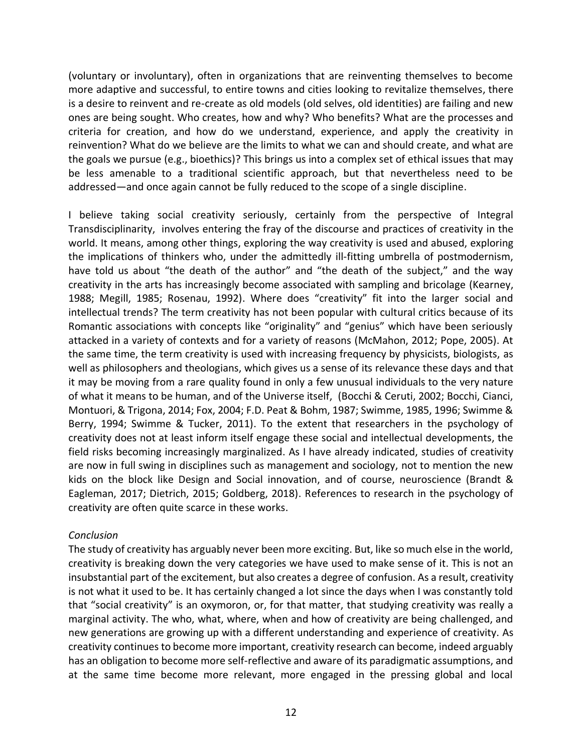(voluntary or involuntary), often in organizations that are reinventing themselves to become more adaptive and successful, to entire towns and cities looking to revitalize themselves, there is a desire to reinvent and re-create as old models (old selves, old identities) are failing and new ones are being sought. Who creates, how and why? Who benefits? What are the processes and criteria for creation, and how do we understand, experience, and apply the creativity in reinvention? What do we believe are the limits to what we can and should create, and what are the goals we pursue (e.g., bioethics)? This brings us into a complex set of ethical issues that may be less amenable to a traditional scientific approach, but that nevertheless need to be addressed—and once again cannot be fully reduced to the scope of a single discipline.

I believe taking social creativity seriously, certainly from the perspective of Integral Transdisciplinarity, involves entering the fray of the discourse and practices of creativity in the world. It means, among other things, exploring the way creativity is used and abused, exploring the implications of thinkers who, under the admittedly ill-fitting umbrella of postmodernism, have told us about "the death of the author" and "the death of the subject," and the way creativity in the arts has increasingly become associated with sampling and bricolage (Kearney, 1988; Megill, 1985; Rosenau, 1992). Where does "creativity" fit into the larger social and intellectual trends? The term creativity has not been popular with cultural critics because of its Romantic associations with concepts like "originality" and "genius" which have been seriously attacked in a variety of contexts and for a variety of reasons (McMahon, 2012; Pope, 2005). At the same time, the term creativity is used with increasing frequency by physicists, biologists, as well as philosophers and theologians, which gives us a sense of its relevance these days and that it may be moving from a rare quality found in only a few unusual individuals to the very nature of what it means to be human, and of the Universe itself, (Bocchi & Ceruti, 2002; Bocchi, Cianci, Montuori, & Trigona, 2014; Fox, 2004; F.D. Peat & Bohm, 1987; Swimme, 1985, 1996; Swimme & Berry, 1994; Swimme & Tucker, 2011). To the extent that researchers in the psychology of creativity does not at least inform itself engage these social and intellectual developments, the field risks becoming increasingly marginalized. As I have already indicated, studies of creativity are now in full swing in disciplines such as management and sociology, not to mention the new kids on the block like Design and Social innovation, and of course, neuroscience (Brandt & Eagleman, 2017; Dietrich, 2015; Goldberg, 2018). References to research in the psychology of creativity are often quite scarce in these works.

*Conclusion*

The study of creativity has arguably never been more exciting. But, like so much else in the world, creativity is breaking down the very categories we have used to make sense of it. This is not an insubstantial part of the excitement, but also creates a degree of confusion. As a result, creativity is not what it used to be. It has certainly changed a lot since the days when I was constantly told that "social creativity" is an oxymoron, or, for that matter, that studying creativity was really a marginal activity. The who, what, where, when and how of creativity are being challenged, and new generations are growing up with a different understanding and experience of creativity. As creativity continues to become more important, creativity research can become, indeed arguably has an obligation to become more self-reflective and aware of its paradigmatic assumptions, and at the same time become more relevant, more engaged in the pressing global and local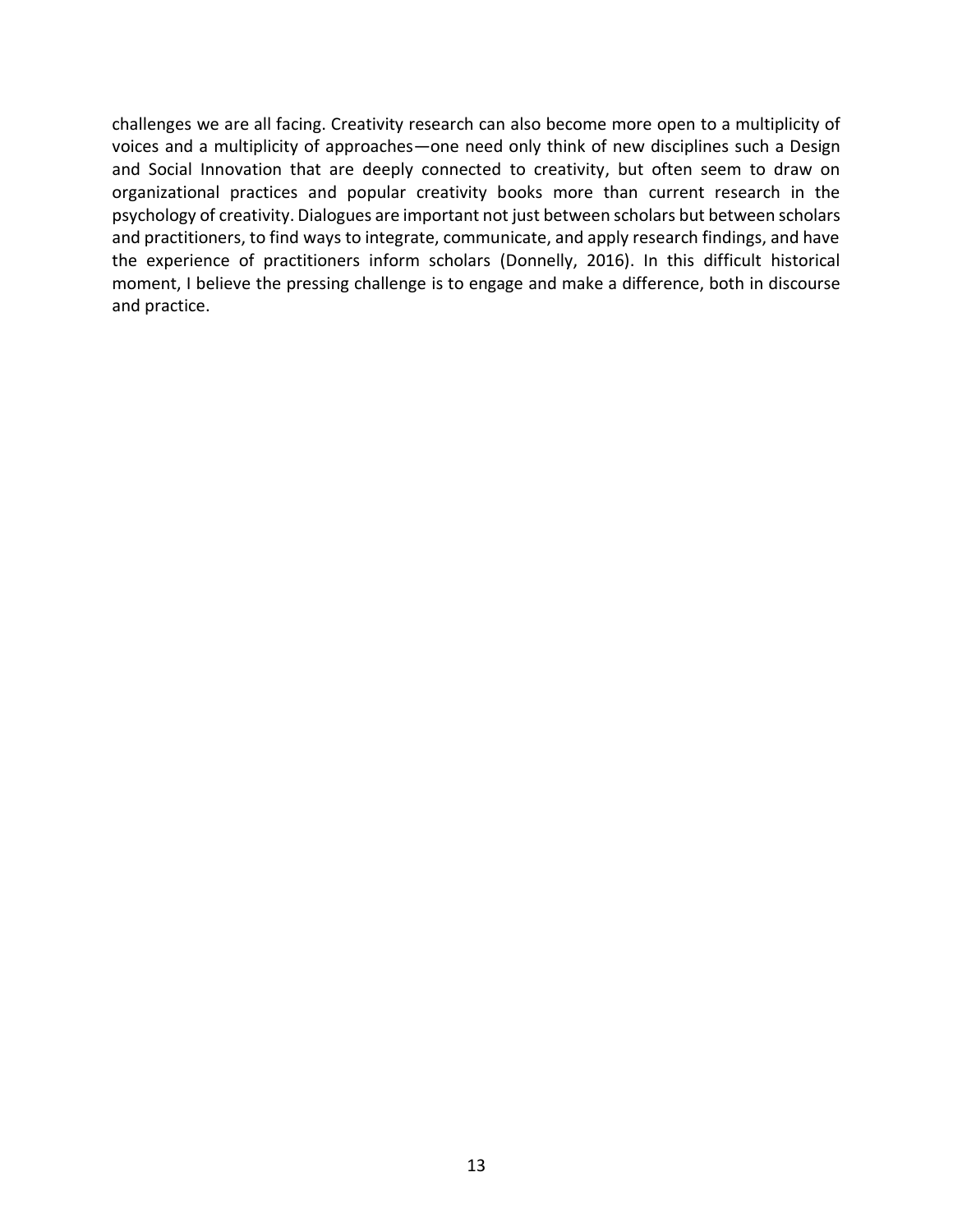challenges we are all facing. Creativity research can also become more open to a multiplicity of voices and a multiplicity of approaches—one need only think of new disciplines such a Design and Social Innovation that are deeply connected to creativity, but often seem to draw on organizational practices and popular creativity books more than current research in the psychology of creativity. Dialogues are important not just between scholars but between scholars and practitioners, to find ways to integrate, communicate, and apply research findings, and have the experience of practitioners inform scholars (Donnelly, 2016). In this difficult historical moment, I believe the pressing challenge is to engage and make a difference, both in discourse and practice.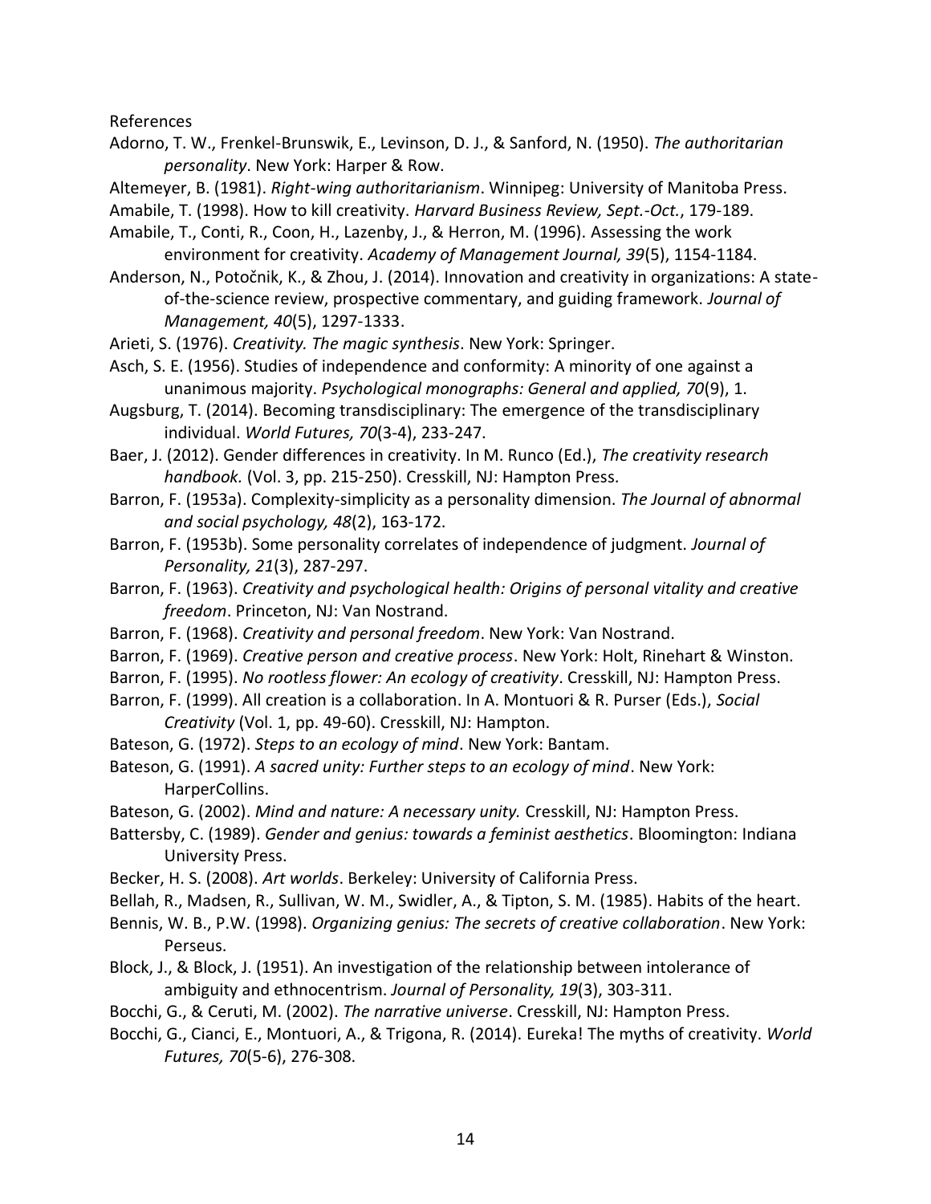References

Adorno, T. W., Frenkel-Brunswik, E., Levinson, D. J., & Sanford, N. (1950). *The authoritarian personality*. New York: Harper & Row.

Altemeyer, B. (1981). *Right-wing authoritarianism*. Winnipeg: University of Manitoba Press.

Amabile, T. (1998). How to kill creativity. *Harvard Business Review, Sept.-Oct.*, 179-189.

Amabile, T., Conti, R., Coon, H., Lazenby, J., & Herron, M. (1996). Assessing the work environment for creativity. *Academy of Management Journal, 39*(5), 1154-1184.

Anderson, N., Potočnik, K., & Zhou, J. (2014). Innovation and creativity in organizations: A state-of-the-science review, prospective commentary, and guiding framework. *Journal of Management, 40*(5), 1297-1333.

Arieti, S. (1976). *Creativity. The magic synthesis*. New York: Springer.

Asch, S. E. (1956). Studies of independence and conformity: A minority of one against a unanimous majority. *Psychological monographs: General and applied, 70*(9), 1.

Augsburg, T. (2014). Becoming transdisciplinary: The emergence of the transdisciplinary individual. *World Futures, 70*(3-4), 233-247.

Baer, J. (2012). Gender differences in creativity. In M. Runco (Ed.), *The creativity research handbook.* (Vol. 3, pp. 215-250). Cresskill, NJ: Hampton Press.

Barron, F. (1953a). Complexity-simplicity as a personality dimension. *The Journal of abnormal and social psychology, 48*(2), 163-172.

Barron, F. (1953b). Some personality correlates of independence of judgment. *Journal of Personality, 21*(3), 287-297.

Barron, F. (1963). *Creativity and psychological health: Origins of personal vitality and creative freedom*. Princeton, NJ: Van Nostrand.

Barron, F. (1968). *Creativity and personal freedom*. New York: Van Nostrand.

Barron, F. (1969). *Creative person and creative process*. New York: Holt, Rinehart & Winston.

Barron, F. (1995). *No rootless flower: An ecology of creativity*. Cresskill, NJ: Hampton Press.

Barron, F. (1999). All creation is a collaboration. In A. Montuori & R. Purser (Eds.), *Social Creativity* (Vol. 1, pp. 49-60). Cresskill, NJ: Hampton.

Bateson, G. (1972). *Steps to an ecology of mind*. New York: Bantam.

Bateson, G. (1991). *A sacred unity: Further steps to an ecology of mind*. New York: HarperCollins.

Bateson, G. (2002). *Mind and nature: A necessary unity.* Cresskill, NJ: Hampton Press.

Battersby, C. (1989). *Gender and genius: towards a feminist aesthetics*. Bloomington: Indiana University Press.

Becker, H. S. (2008). *Art worlds*. Berkeley: University of California Press.

Bellah, R., Madsen, R., Sullivan, W. M., Swidler, A., & Tipton, S. M. (1985). Habits of the heart.

Bennis, W. B., P.W. (1998). *Organizing genius: The secrets of creative collaboration*. New York: Perseus.

Block, J., & Block, J. (1951). An investigation of the relationship between intolerance of ambiguity and ethnocentrism. *Journal of Personality, 19*(3), 303-311.

Bocchi, G., & Ceruti, M. (2002). *The narrative universe*. Cresskill, NJ: Hampton Press.

Bocchi, G., Cianci, E., Montuori, A., & Trigona, R. (2014). Eureka! The myths of creativity. *World Futures, 70*(5-6), 276-308.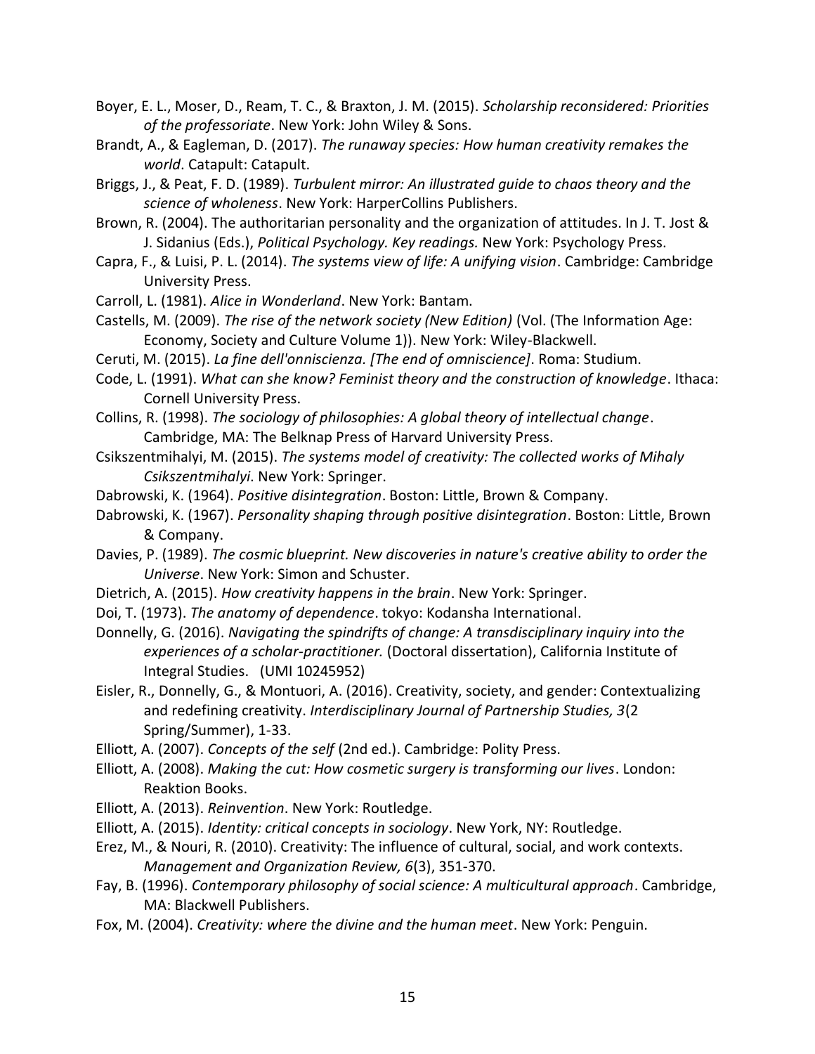Boyer, E. L., Moser, D., Ream, T. C., & Braxton, J. M. (2015). *Scholarship reconsidered: Priorities of the professoriate*. New York: John Wiley & Sons.

Brandt, A., & Eagleman, D. (2017). *The runaway species: How human creativity remakes the world*. Catapult: Catapult.

Briggs, J., & Peat, F. D. (1989). *Turbulent mirror: An illustrated guide to chaos theory and the science of wholeness*. New York: HarperCollins Publishers.

Brown, R. (2004). The authoritarian personality and the organization of attitudes. In J. T. Jost & J. Sidanius (Eds.), *Political Psychology. Key readings.* New York: Psychology Press.

Capra, F., & Luisi, P. L. (2014). *The systems view of life: A unifying vision*. Cambridge: Cambridge University Press.

Carroll, L. (1981). *Alice in Wonderland*. New York: Bantam.

Castells, M. (2009). *The rise of the network society (New Edition)* (Vol. (The Information Age: Economy, Society and Culture Volume 1)). New York: Wiley-Blackwell.

Ceruti, M. (2015). *La fine dell'onniscienza. [The end of omniscience]*. Roma: Studium.

Code, L. (1991). *What can she know? Feminist theory and the construction of knowledge*. Ithaca: Cornell University Press.

Collins, R. (1998). *The sociology of philosophies: A global theory of intellectual change*. Cambridge, MA: The Belknap Press of Harvard University Press.

Csikszentmihalyi, M. (2015). *The systems model of creativity: The collected works of Mihaly Csikszentmihalyi*. New York: Springer.

Dabrowski, K. (1964). *Positive disintegration*. Boston: Little, Brown & Company.

Dabrowski, K. (1967). *Personality shaping through positive disintegration*. Boston: Little, Brown & Company.

Davies, P. (1989). *The cosmic blueprint. New discoveries in nature's creative ability to order the Universe*. New York: Simon and Schuster.

Dietrich, A. (2015). *How creativity happens in the brain*. New York: Springer.

Doi, T. (1973). *The anatomy of dependence*. tokyo: Kodansha International.

Donnelly, G. (2016). *Navigating the spindrifts of change: A transdisciplinary inquiry into the experiences of a scholar-practitioner.* (Doctoral dissertation), California Institute of Integral Studies. (UMI 10245952)

Eisler, R., Donnelly, G., & Montuori, A. (2016). Creativity, society, and gender: Contextualizing and redefining creativity. *Interdisciplinary Journal of Partnership Studies, 3*(2 Spring/Summer), 1-33.

Elliott, A. (2007). *Concepts of the self* (2nd ed.). Cambridge: Polity Press.

Elliott, A. (2008). *Making the cut: How cosmetic surgery is transforming our lives*. London: Reaktion Books.

Elliott, A. (2013). *Reinvention*. New York: Routledge.

Elliott, A. (2015). *Identity: critical concepts in sociology*. New York, NY: Routledge.

Erez, M., & Nouri, R. (2010). Creativity: The influence of cultural, social, and work contexts. *Management and Organization Review, 6*(3), 351-370.

Fay, B. (1996). *Contemporary philosophy of social science: A multicultural approach*. Cambridge, MA: Blackwell Publishers.

Fox, M. (2004). *Creativity: where the divine and the human meet*. New York: Penguin.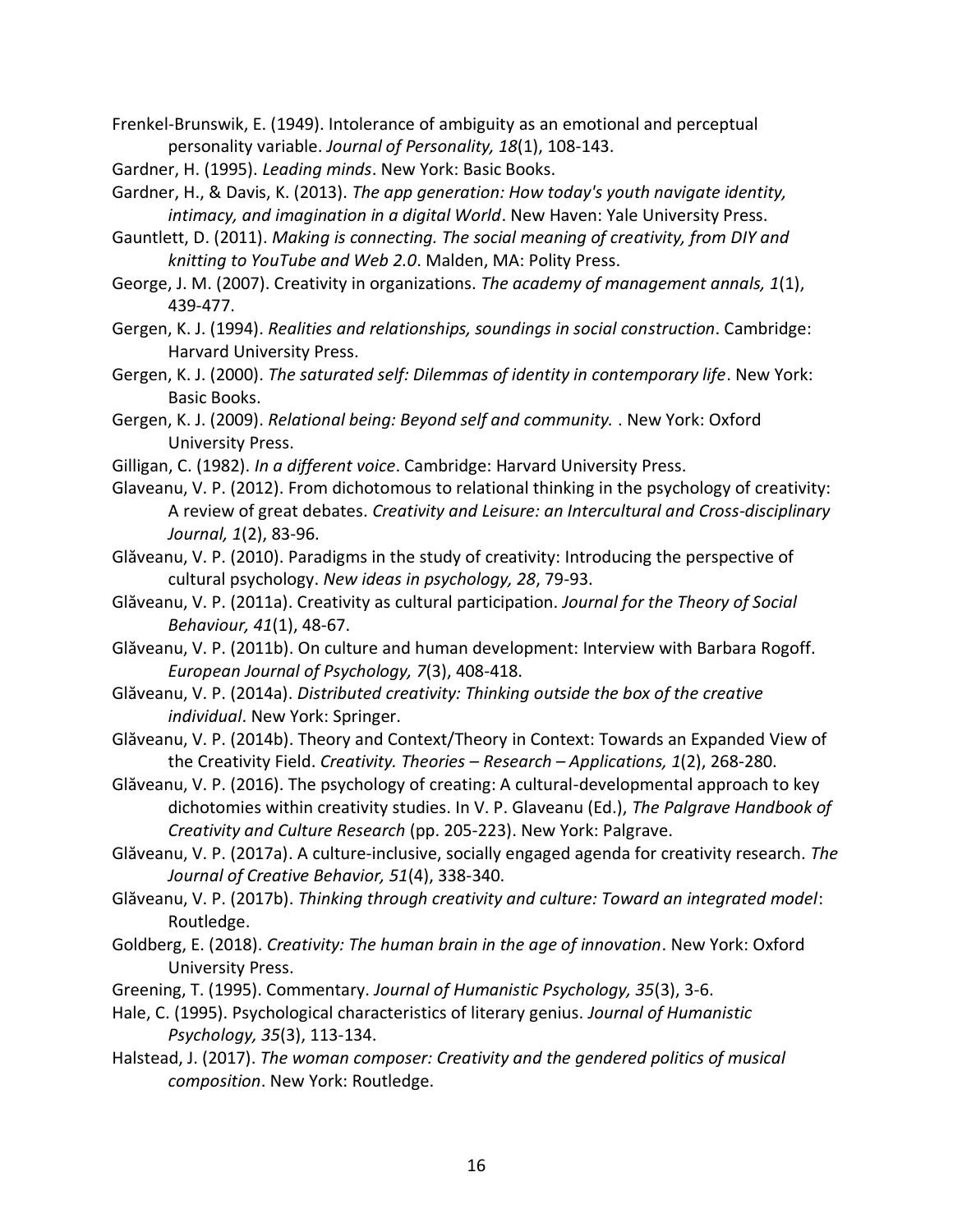Frenkel-Brunswik, E. (1949). Intolerance of ambiguity as an emotional and perceptual personality variable. *Journal of Personality, 18*(1), 108-143.

Gardner, H. (1995). *Leading minds*. New York: Basic Books.

Gardner, H., & Davis, K. (2013). *The app generation: How today's youth navigate identity, intimacy, and imagination in a digital World*. New Haven: Yale University Press.

Gauntlett, D. (2011). *Making is connecting. The social meaning of creativity, from DIY and knitting to YouTube and Web 2.0*. Malden, MA: Polity Press.

George, J. M. (2007). Creativity in organizations. *The academy of management annals, 1*(1), 439-477.

Gergen, K. J. (1994). *Realities and relationships, soundings in social construction*. Cambridge: Harvard University Press.

Gergen, K. J. (2000). *The saturated self: Dilemmas of identity in contemporary life*. New York: Basic Books.

Gergen, K. J. (2009). *Relational being: Beyond self and community.* . New York: Oxford University Press.

Gilligan, C. (1982). *In a different voice*. Cambridge: Harvard University Press.

Glaveanu, V. P. (2012). From dichotomous to relational thinking in the psychology of creativity: A review of great debates. *Creativity and Leisure: an Intercultural and Cross-disciplinary Journal, 1*(2), 83-96.

Glăveanu, V. P. (2010). Paradigms in the study of creativity: Introducing the perspective of cultural psychology. *New ideas in psychology, 28*, 79-93.

Glăveanu, V. P. (2011a). Creativity as cultural participation. *Journal for the Theory of Social Behaviour, 41*(1), 48-67.

Glăveanu, V. P. (2011b). On culture and human development: Interview with Barbara Rogoff. *European Journal of Psychology, 7*(3), 408-418.

Glăveanu, V. P. (2014a). *Distributed creativity: Thinking outside the box of the creative individual*. New York: Springer.

Glăveanu, V. P. (2014b). Theory and Context/Theory in Context: Towards an Expanded View of the Creativity Field. *Creativity. Theories – Research – Applications, 1*(2), 268-280.

Glăveanu, V. P. (2016). The psychology of creating: A cultural-developmental approach to key dichotomies within creativity studies. In V. P. Glaveanu (Ed.), *The Palgrave Handbook of Creativity and Culture Research* (pp. 205-223). New York: Palgrave.

Glăveanu, V. P. (2017a). A culture-inclusive, socially engaged agenda for creativity research. *The Journal of Creative Behavior, 51*(4), 338-340.

Glăveanu, V. P. (2017b). *Thinking through creativity and culture: Toward an integrated model*: Routledge.

Goldberg, E. (2018). *Creativity: The human brain in the age of innovation*. New York: Oxford University Press.

Greening, T. (1995). Commentary. *Journal of Humanistic Psychology, 35*(3), 3-6.

Hale, C. (1995). Psychological characteristics of literary genius. *Journal of Humanistic Psychology, 35*(3), 113-134.

Halstead, J. (2017). *The woman composer: Creativity and the gendered politics of musical composition*. New York: Routledge.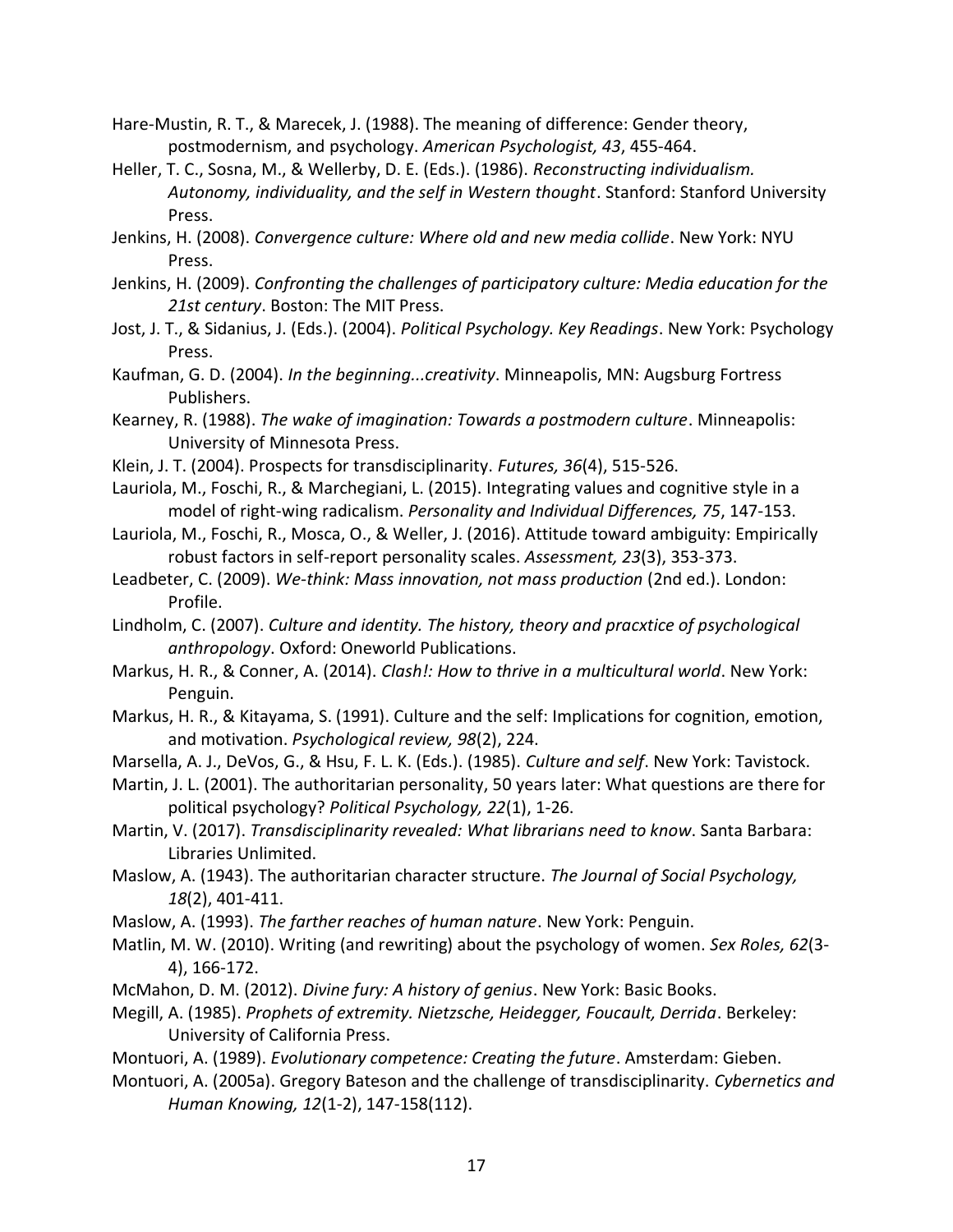Hare-Mustin, R. T., & Marecek, J. (1988). The meaning of difference: Gender theory, postmodernism, and psychology. *American Psychologist, 43*, 455-464.

Heller, T. C., Sosna, M., & Wellerby, D. E. (Eds.). (1986). *Reconstructing individualism. Autonomy, individuality, and the self in Western thought*. Stanford: Stanford University Press.

Jenkins, H. (2008). *Convergence culture: Where old and new media collide*. New York: NYU Press.

Jenkins, H. (2009). *Confronting the challenges of participatory culture: Media education for the 21st century*. Boston: The MIT Press.

Jost, J. T., & Sidanius, J. (Eds.). (2004). *Political Psychology. Key Readings*. New York: Psychology Press.

Kaufman, G. D. (2004). *In the beginning...creativity*. Minneapolis, MN: Augsburg Fortress Publishers.

Kearney, R. (1988). *The wake of imagination: Towards a postmodern culture*. Minneapolis: University of Minnesota Press.

Klein, J. T. (2004). Prospects for transdisciplinarity. *Futures, 36*(4), 515-526.

Lauriola, M., Foschi, R., & Marchegiani, L. (2015). Integrating values and cognitive style in a model of right-wing radicalism. *Personality and Individual Differences, 75*, 147-153.

Lauriola, M., Foschi, R., Mosca, O., & Weller, J. (2016). Attitude toward ambiguity: Empirically robust factors in self-report personality scales. *Assessment, 23*(3), 353-373.

Leadbeter, C. (2009). *We-think: Mass innovation, not mass production* (2nd ed.). London: Profile.

Lindholm, C. (2007). *Culture and identity. The history, theory and pracxtice of psychological anthropology*. Oxford: Oneworld Publications.

Markus, H. R., & Conner, A. (2014). *Clash!: How to thrive in a multicultural world*. New York: Penguin.

Markus, H. R., & Kitayama, S. (1991). Culture and the self: Implications for cognition, emotion, and motivation. *Psychological review, 98*(2), 224.

Marsella, A. J., DeVos, G., & Hsu, F. L. K. (Eds.). (1985). *Culture and self*. New York: Tavistock.

Martin, J. L. (2001). The authoritarian personality, 50 years later: What questions are there for political psychology? *Political Psychology, 22*(1), 1-26.

Martin, V. (2017). *Transdisciplinarity revealed: What librarians need to know*. Santa Barbara: Libraries Unlimited.

Maslow, A. (1943). The authoritarian character structure. *The Journal of Social Psychology, 18*(2), 401-411.

Maslow, A. (1993). *The farther reaches of human nature*. New York: Penguin.

Matlin, M. W. (2010). Writing (and rewriting) about the psychology of women. *Sex Roles, 62*(3-4), 166-172.

McMahon, D. M. (2012). *Divine fury: A history of genius*. New York: Basic Books.

Megill, A. (1985). *Prophets of extremity. Nietzsche, Heidegger, Foucault, Derrida*. Berkeley: University of California Press.

Montuori, A. (1989). *Evolutionary competence: Creating the future*. Amsterdam: Gieben.

Montuori, A. (2005a). Gregory Bateson and the challenge of transdisciplinarity. *Cybernetics and Human Knowing, 12*(1-2), 147-158(112).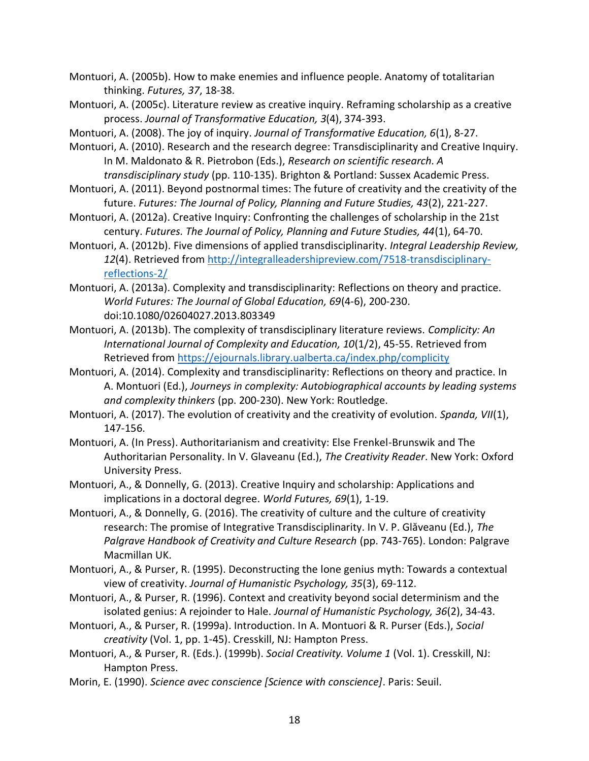Montuori, A. (2005b). How to make enemies and influence people. Anatomy of totalitarian thinking. *Futures, 37*, 18-38.

Montuori, A. (2005c). Literature review as creative inquiry. Reframing scholarship as a creative process. *Journal of Transformative Education, 3*(4), 374-393.

Montuori, A. (2008). The joy of inquiry. *Journal of Transformative Education, 6*(1), 8-27.

Montuori, A. (2010). Research and the research degree: Transdisciplinarity and Creative Inquiry. In M. Maldonato & R. Pietrobon (Eds.), *Research on scientific research. A transdisciplinary study* (pp. 110-135). Brighton & Portland: Sussex Academic Press.

Montuori, A. (2011). Beyond postnormal times: The future of creativity and the creativity of the future. *Futures: The Journal of Policy, Planning and Future Studies, 43*(2), 221-227.

Montuori, A. (2012a). Creative Inquiry: Confronting the challenges of scholarship in the 21st century. *Futures. The Journal of Policy, Planning and Future Studies, 44*(1), 64-70.

Montuori, A. (2012b). Five dimensions of applied transdisciplinarity. *Integral Leadership Review, 12*(4). Retrieved from [http://integralleadershipreview.com/7518-transdisciplinary-reflections-2/](http://integralleadershipreview.com/7518-transdisciplinary-reflections-2/)

Montuori, A. (2013a). Complexity and transdisciplinarity: Reflections on theory and practice. *World Futures: The Journal of Global Education, 69*(4-6), 200-230. doi:10.1080/02604027.2013.803349

Montuori, A. (2013b). The complexity of transdisciplinary literature reviews. *Complicity: An International Journal of Complexity and Education, 10*(1/2), 45-55. Retrieved from Retrieved from [https://ejournals.library.ualberta.ca/index.php/complicity](https://ejournals.library.ualberta.ca/index.php/complicity)

Montuori, A. (2014). Complexity and transdisciplinarity: Reflections on theory and practice. In A. Montuori (Ed.), *Journeys in complexity: Autobiographical accounts by leading systems and complexity thinkers* (pp. 200-230). New York: Routledge.

Montuori, A. (2017). The evolution of creativity and the creativity of evolution. *Spanda, VII*(1), 147-156.

Montuori, A. (In Press). Authoritarianism and creativity: Else Frenkel-Brunswik and The Authoritarian Personality. In V. Glaveanu (Ed.), *The Creativity Reader*. New York: Oxford University Press.

Montuori, A., & Donnelly, G. (2013). Creative Inquiry and scholarship: Applications and implications in a doctoral degree. *World Futures, 69*(1), 1-19.

Montuori, A., & Donnelly, G. (2016). The creativity of culture and the culture of creativity research: The promise of Integrative Transdisciplinarity. In V. P. Glăveanu (Ed.), *The Palgrave Handbook of Creativity and Culture Research* (pp. 743-765). London: Palgrave Macmillan UK.

Montuori, A., & Purser, R. (1995). Deconstructing the lone genius myth: Towards a contextual view of creativity. *Journal of Humanistic Psychology, 35*(3), 69-112.

Montuori, A., & Purser, R. (1996). Context and creativity beyond social determinism and the isolated genius: A rejoinder to Hale. *Journal of Humanistic Psychology, 36*(2), 34-43.

Montuori, A., & Purser, R. (1999a). Introduction. In A. Montuori & R. Purser (Eds.), *Social creativity* (Vol. 1, pp. 1-45). Cresskill, NJ: Hampton Press.

Montuori, A., & Purser, R. (Eds.). (1999b). *Social Creativity. Volume 1* (Vol. 1). Cresskill, NJ: Hampton Press.

Morin, E. (1990). *Science avec conscience [Science with conscience]*. Paris: Seuil.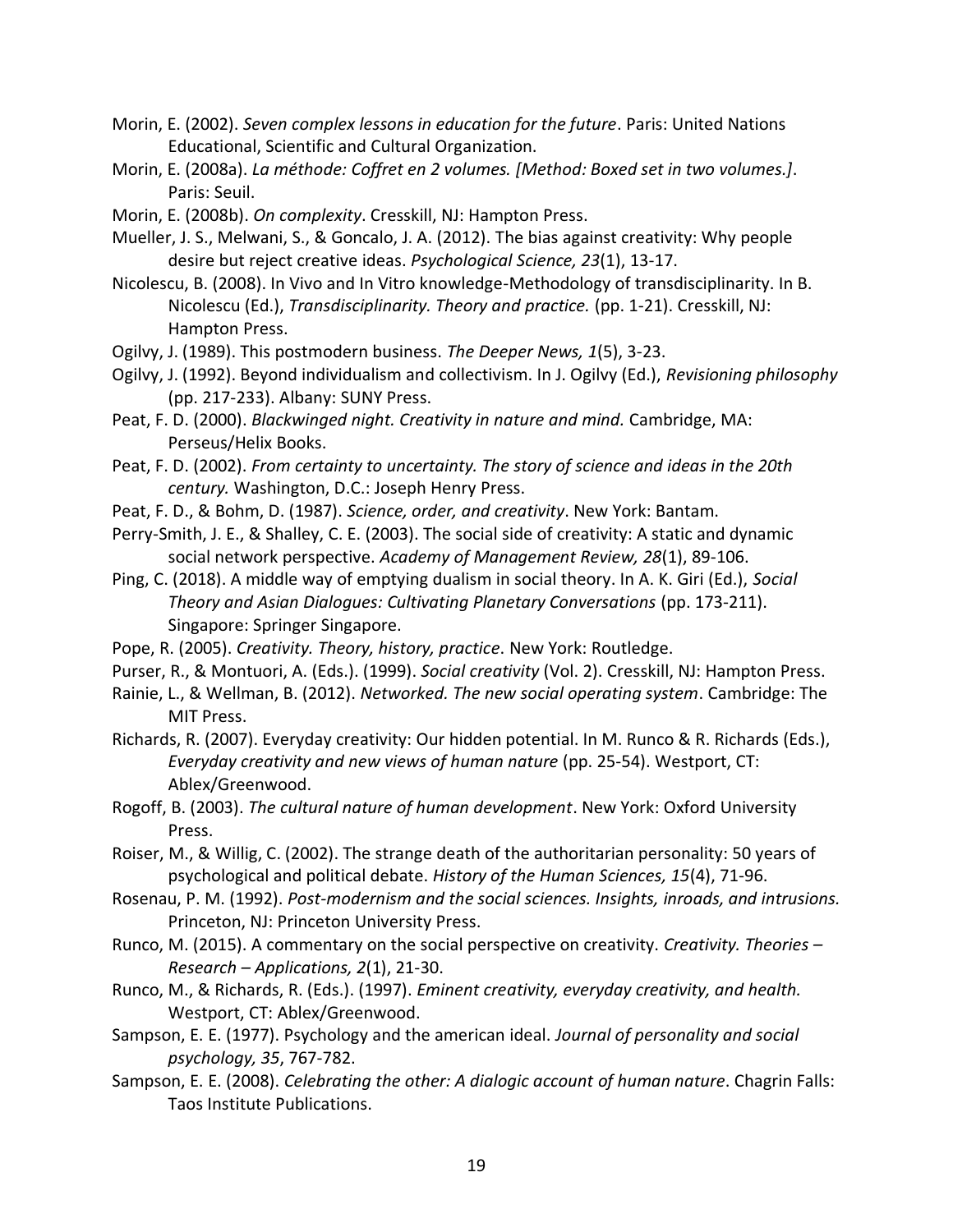Morin, E. (2002). *Seven complex lessons in education for the future*. Paris: United Nations Educational, Scientific and Cultural Organization.

Morin, E. (2008a). *La méthode: Coffret en 2 volumes. [Method: Boxed set in two volumes.]*. Paris: Seuil.

Morin, E. (2008b). *On complexity*. Cresskill, NJ: Hampton Press.

Mueller, J. S., Melwani, S., & Goncalo, J. A. (2012). The bias against creativity: Why people desire but reject creative ideas. *Psychological Science, 23*(1), 13-17.

Nicolescu, B. (2008). In Vivo and In Vitro knowledge-Methodology of transdisciplinarity. In B. Nicolescu (Ed.), *Transdisciplinarity. Theory and practice.* (pp. 1-21). Cresskill, NJ: Hampton Press.

Ogilvy, J. (1989). This postmodern business. *The Deeper News, 1*(5), 3-23.

Ogilvy, J. (1992). Beyond individualism and collectivism. In J. Ogilvy (Ed.), *Revisioning philosophy* (pp. 217-233). Albany: SUNY Press.

Peat, F. D. (2000). *Blackwinged night. Creativity in nature and mind.* Cambridge, MA: Perseus/Helix Books.

Peat, F. D. (2002). *From certainty to uncertainty. The story of science and ideas in the 20th century.* Washington, D.C.: Joseph Henry Press.

Peat, F. D., & Bohm, D. (1987). *Science, order, and creativity*. New York: Bantam.

Perry-Smith, J. E., & Shalley, C. E. (2003). The social side of creativity: A static and dynamic social network perspective. *Academy of Management Review, 28*(1), 89-106.

Ping, C. (2018). A middle way of emptying dualism in social theory. In A. K. Giri (Ed.), *Social Theory and Asian Dialogues: Cultivating Planetary Conversations* (pp. 173-211). Singapore: Springer Singapore.

Pope, R. (2005). *Creativity. Theory, history, practice*. New York: Routledge.

Purser, R., & Montuori, A. (Eds.). (1999). *Social creativity* (Vol. 2). Cresskill, NJ: Hampton Press.

Rainie, L., & Wellman, B. (2012). *Networked. The new social operating system*. Cambridge: The MIT Press.

Richards, R. (2007). Everyday creativity: Our hidden potential. In M. Runco & R. Richards (Eds.), *Everyday creativity and new views of human nature* (pp. 25-54). Westport, CT: Ablex/Greenwood.

Rogoff, B. (2003). *The cultural nature of human development*. New York: Oxford University Press.

Roiser, M., & Willig, C. (2002). The strange death of the authoritarian personality: 50 years of psychological and political debate. *History of the Human Sciences, 15*(4), 71-96.

Rosenau, P. M. (1992). *Post-modernism and the social sciences. Insights, inroads, and intrusions.* Princeton, NJ: Princeton University Press.

Runco, M. (2015). A commentary on the social perspective on creativity. *Creativity. Theories – Research – Applications, 2*(1), 21-30.

Runco, M., & Richards, R. (Eds.). (1997). *Eminent creativity, everyday creativity, and health.* Westport, CT: Ablex/Greenwood.

Sampson, E. E. (1977). Psychology and the american ideal. *Journal of personality and social psychology, 35*, 767-782.

Sampson, E. E. (2008). *Celebrating the other: A dialogic account of human nature*. Chagrin Falls: Taos Institute Publications.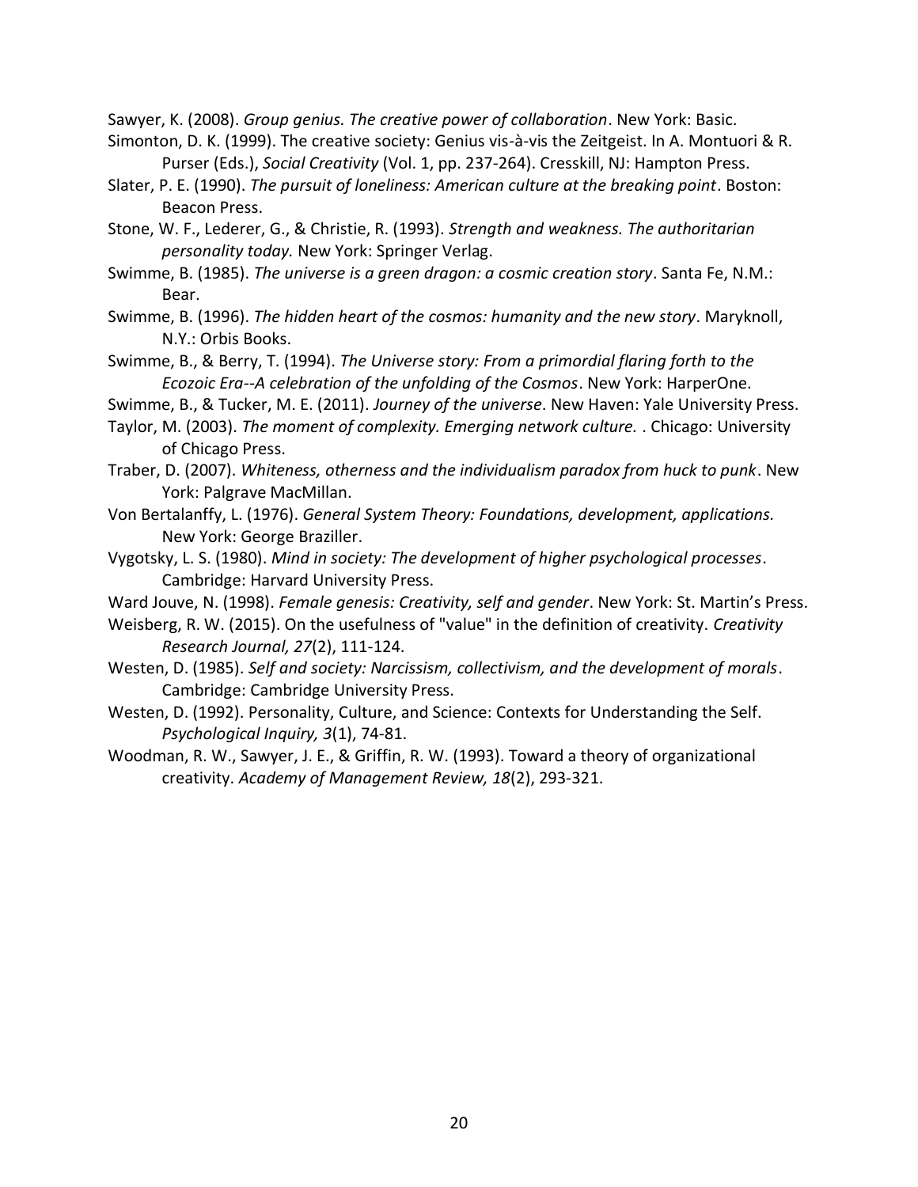Sawyer, K. (2008). *Group genius. The creative power of collaboration*. New York: Basic.

Simonton, D. K. (1999). The creative society: Genius vis-à-vis the Zeitgeist. In A. Montuori & R. Purser (Eds.), *Social Creativity* (Vol. 1, pp. 237-264). Cresskill, NJ: Hampton Press.

Slater, P. E. (1990). *The pursuit of loneliness: American culture at the breaking point*. Boston: Beacon Press.

Stone, W. F., Lederer, G., & Christie, R. (1993). *Strength and weakness. The authoritarian personality today.* New York: Springer Verlag.

Swimme, B. (1985). *The universe is a green dragon: a cosmic creation story*. Santa Fe, N.M.: Bear.

Swimme, B. (1996). *The hidden heart of the cosmos: humanity and the new story*. Maryknoll, N.Y.: Orbis Books.

Swimme, B., & Berry, T. (1994). *The Universe story: From a primordial flaring forth to the Ecozoic Era--A celebration of the unfolding of the Cosmos*. New York: HarperOne.

Swimme, B., & Tucker, M. E. (2011). *Journey of the universe*. New Haven: Yale University Press.

Taylor, M. (2003). *The moment of complexity. Emerging network culture.* . Chicago: University of Chicago Press.

Traber, D. (2007). *Whiteness, otherness and the individualism paradox from huck to punk*. New York: Palgrave MacMillan.

Von Bertalanffy, L. (1976). *General System Theory: Foundations, development, applications.* New York: George Braziller.

Vygotsky, L. S. (1980). *Mind in society: The development of higher psychological processes*. Cambridge: Harvard University Press.

Ward Jouve, N. (1998). *Female genesis: Creativity, self and gender*. New York: St. Martin's Press.

Weisberg, R. W. (2015). On the usefulness of "value" in the definition of creativity. *Creativity Research Journal, 27*(2), 111-124.

Westen, D. (1985). *Self and society: Narcissism, collectivism, and the development of morals*. Cambridge: Cambridge University Press.

Westen, D. (1992). Personality, Culture, and Science: Contexts for Understanding the Self. *Psychological Inquiry, 3*(1), 74-81.

Woodman, R. W., Sawyer, J. E., & Griffin, R. W. (1993). Toward a theory of organizational creativity. *Academy of Management Review, 18*(2), 293-321.